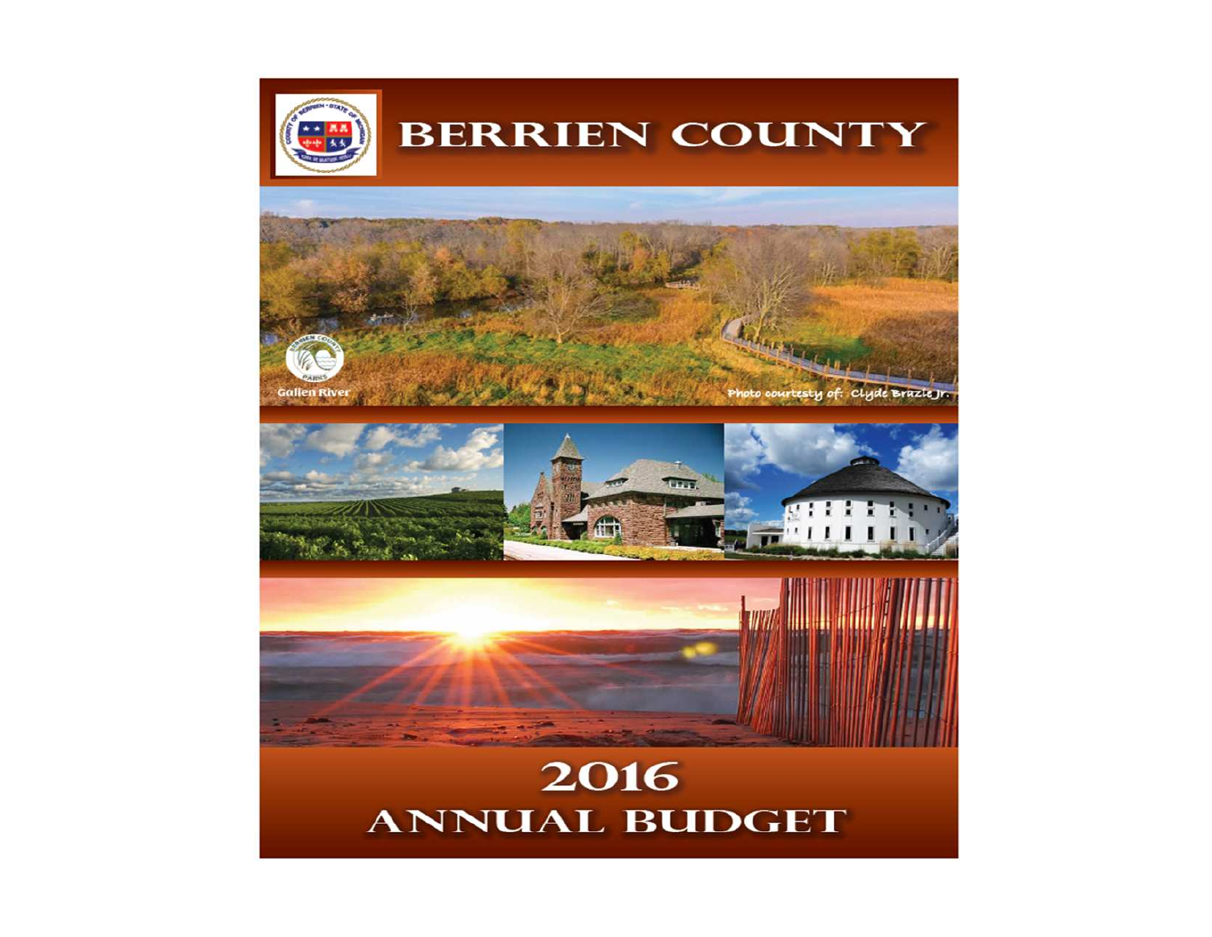# BERRIEN COUNTY

Gallen River

Photo courtesy of: Clyde Brazie Jr.

# 2016 ANNUAL BUDGET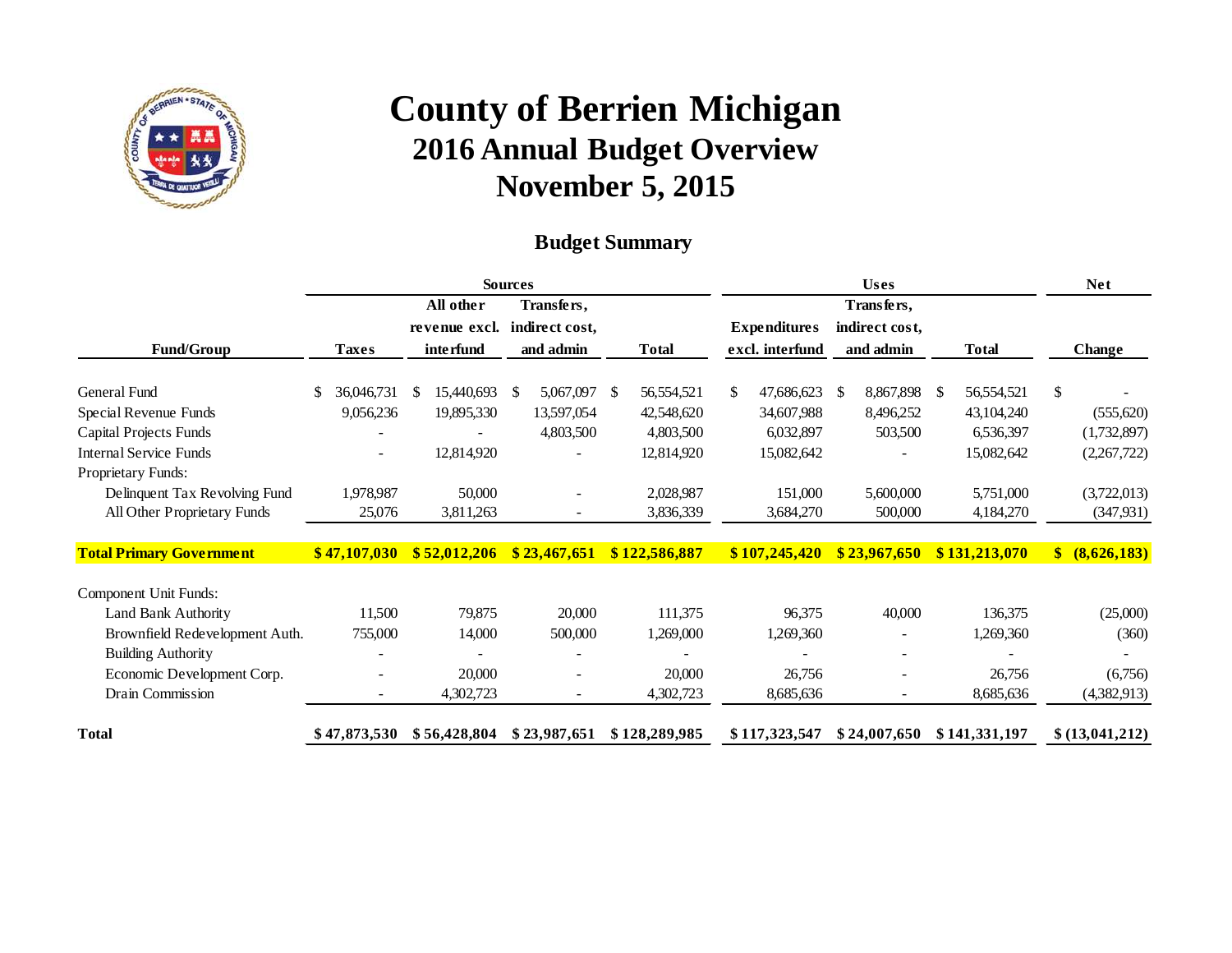# County of Berrien Michigan

## 2016 Annual Budget Overview

## November 5, 2015

### Budget Summary

| Fund/Group | Sources | | | | Uses | | | Net |
|---|---|---|---|---|---|---|---|---|
| | Taxes | All other revenue excl. interfund | Transfers, indirect cost, and admin | Total | Expenditures excl. interfund | Transfers, indirect cost, and admin | Total | Change |
| General Fund | $ 36,046,731 | $ 15,440,693 | $ 5,067,097 | $ 56,554,521 | $ 47,686,623 | $ 8,867,898 | $ 56,554,521 | $ - |
| Special Revenue Funds | 9,056,236 | 19,895,330 | 13,597,054 | 42,548,620 | 34,607,988 | 8,496,252 | 43,104,240 | (555,620) |
| Capital Projects Funds | - | - | 4,803,500 | 4,803,500 | 6,032,897 | 503,500 | 6,536,397 | (1,732,897) |
| Internal Service Funds | - | 12,814,920 | - | 12,814,920 | 15,082,642 | - | 15,082,642 | (2,267,722) |
| Proprietary Funds: | | | | | | | | |
| Delinquent Tax Revolving Fund | 1,978,987 | 50,000 | - | 2,028,987 | 151,000 | 5,600,000 | 5,751,000 | (3,722,013) |
| All Other Proprietary Funds | 25,076 | 3,811,263 | - | 3,836,339 | 3,684,270 | 500,000 | 4,184,270 | (347,931) |
| **Total Primary Government** | **$ 47,107,030** | **$ 52,012,206** | **$ 23,467,651** | **$ 122,586,887** | **$ 107,245,420** | **$ 23,967,650** | **$ 131,213,070** | **$ (8,626,183)** |
| Component Unit Funds: | | | | | | | | |
| Land Bank Authority | 11,500 | 79,875 | 20,000 | 111,375 | 96,375 | 40,000 | 136,375 | (25,000) |
| Brownfield Redevelopment Auth. | 755,000 | 14,000 | 500,000 | 1,269,000 | 1,269,360 | - | 1,269,360 | (360) |
| Building Authority | - | - | - | - | - | - | - | - |
| Economic Development Corp. | - | 20,000 | - | 20,000 | 26,756 | - | 26,756 | (6,756) |
| Drain Commission | - | 4,302,723 | - | 4,302,723 | 8,685,636 | - | 8,685,636 | (4,382,913) |
| **Total** | **$ 47,873,530** | **$ 56,428,804** | **$ 23,987,651** | **$ 128,289,985** | **$ 117,323,547** | **$ 24,007,650** | **$ 141,331,197** | **$ (13,041,212)** |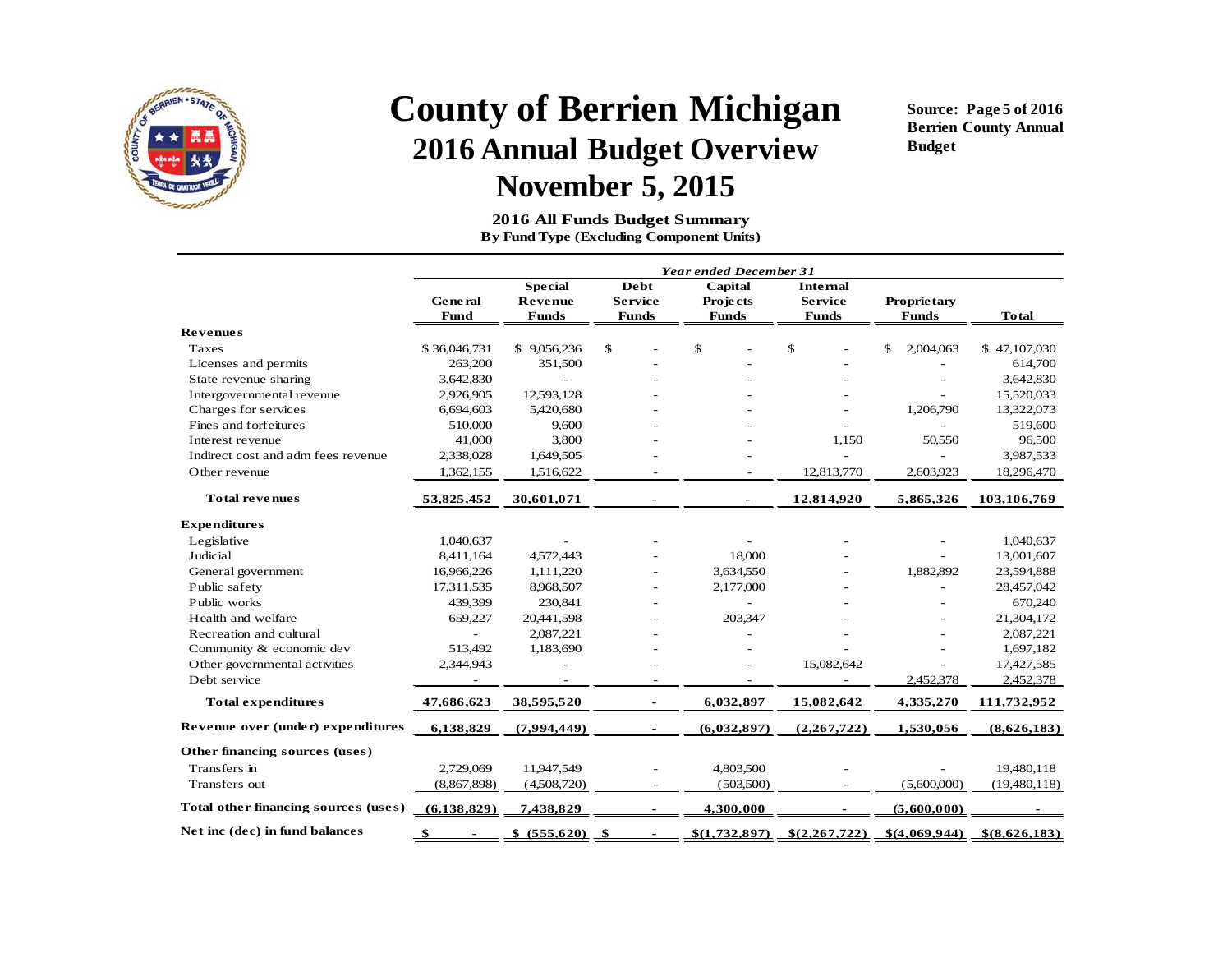# County of Berrien Michigan

## 2016 Annual Budget Overview

## November 5, 2015

**Source: Page 5 of 2016 Berrien County Annual Budget**

**2016 All Funds Budget Summary**
**By Fund Type (Excluding Component Units)**

| | *Year ended December 31* | | | | | | |
|---|---|---|---|---|---|---|---|
| | **General Fund** | **Special Revenue Funds** | **Debt Service Funds** | **Capital Projects Funds** | **Internal Service Funds** | **Proprietary Funds** | **Total** |
| **Revenues** | | | | | | | |
| Taxes | $ 36,046,731 | $ 9,056,236 | $ - | $ - | $ - | $ 2,004,063 | $ 47,107,030 |
| Licenses and permits | 263,200 | 351,500 | - | - | - | - | 614,700 |
| State revenue sharing | 3,642,830 | - | - | - | - | - | 3,642,830 |
| Intergovernmental revenue | 2,926,905 | 12,593,128 | - | - | - | - | 15,520,033 |
| Charges for services | 6,694,603 | 5,420,680 | - | - | - | 1,206,790 | 13,322,073 |
| Fines and forfeitures | 510,000 | 9,600 | - | - | - | - | 519,600 |
| Interest revenue | 41,000 | 3,800 | - | - | 1,150 | 50,550 | 96,500 |
| Indirect cost and adm fees revenue | 2,338,028 | 1,649,505 | - | - | - | - | 3,987,533 |
| Other revenue | 1,362,155 | 1,516,622 | - | - | 12,813,770 | 2,603,923 | 18,296,470 |
| **Total revenues** | **53,825,452** | **30,601,071** | **-** | **-** | **12,814,920** | **5,865,326** | **103,106,769** |
| **Expenditures** | | | | | | | |
| Legislative | 1,040,637 | - | - | - | - | - | 1,040,637 |
| Judicial | 8,411,164 | 4,572,443 | - | 18,000 | - | - | 13,001,607 |
| General government | 16,966,226 | 1,111,220 | - | 3,634,550 | - | 1,882,892 | 23,594,888 |
| Public safety | 17,311,535 | 8,968,507 | - | 2,177,000 | - | - | 28,457,042 |
| Public works | 439,399 | 230,841 | - | - | - | - | 670,240 |
| Health and welfare | 659,227 | 20,441,598 | - | 203,347 | - | - | 21,304,172 |
| Recreation and cultural | - | 2,087,221 | - | - | - | - | 2,087,221 |
| Community & economic dev | 513,492 | 1,183,690 | - | - | - | - | 1,697,182 |
| Other governmental activities | 2,344,943 | - | - | - | 15,082,642 | - | 17,427,585 |
| Debt service | - | - | - | - | - | 2,452,378 | 2,452,378 |
| **Total expenditures** | **47,686,623** | **38,595,520** | **-** | **6,032,897** | **15,082,642** | **4,335,270** | **111,732,952** |
| **Revenue over (under) expenditures** | **6,138,829** | **(7,994,449)** | **-** | **(6,032,897)** | **(2,267,722)** | **1,530,056** | **(8,626,183)** |
| **Other financing sources (uses)** | | | | | | | |
| Transfers in | 2,729,069 | 11,947,549 | - | 4,803,500 | - | - | 19,480,118 |
| Transfers out | (8,867,898) | (4,508,720) | - | (503,500) | - | (5,600,000) | (19,480,118) |
| **Total other financing sources (uses)** | **(6,138,829)** | **7,438,829** | **-** | **4,300,000** | **-** | **(5,600,000)** | **-** |
| **Net inc (dec) in fund balances** | **$ -** | **$ (555,620)** | **$ -** | **$(1,732,897)** | **$(2,267,722)** | **$(4,069,944)** | **$(8,626,183)** |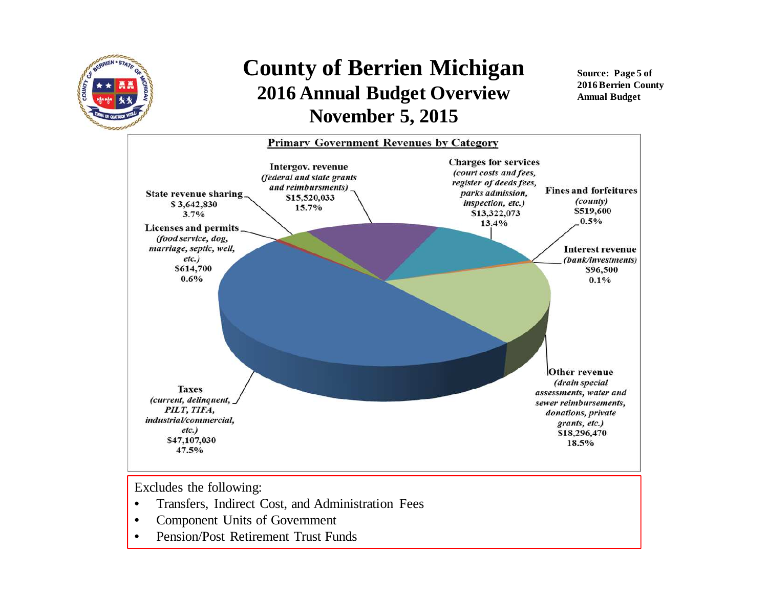# County of Berrien Michigan

## 2016 Annual Budget Overview

## November 5, 2015

**Source: Page 5 of 2016 Berrien County Annual Budget**

**Primary Government Revenues by Category**

| Category | Amount | Percent |
|---|---|---|
| **Taxes** *(current, delinquent, PILT, TIFA, industrial/commercial, etc.)* | $47,107,030 | 47.5% |
| **Other revenue** *(drain special assessments, water and sewer reimbursements, donations, private grants, etc.)* | $18,296,470 | 18.5% |
| **Intergov. revenue** *(federal and state grants and reimbursments)* | $15,520,033 | 15.7% |
| **Charges for services** *(court costs and fees, register of deeds fees, parks admission, inspection, etc.)* | $13,322,073 | 13.4% |
| **State revenue sharing** | $ 3,642,830 | 3.7% |
| **Licenses and permits** *(food service, dog, marriage, septic, well, etc.)* | $614,700 | 0.6% |
| **Fines and forfeitures** *(county)* | $519,600 | 0.5% |
| **Interest revenue** *(bank/investments)* | $96,500 | 0.1% |

Excludes the following:

- Transfers, Indirect Cost, and Administration Fees
- Component Units of Government
- Pension/Post Retirement Trust Funds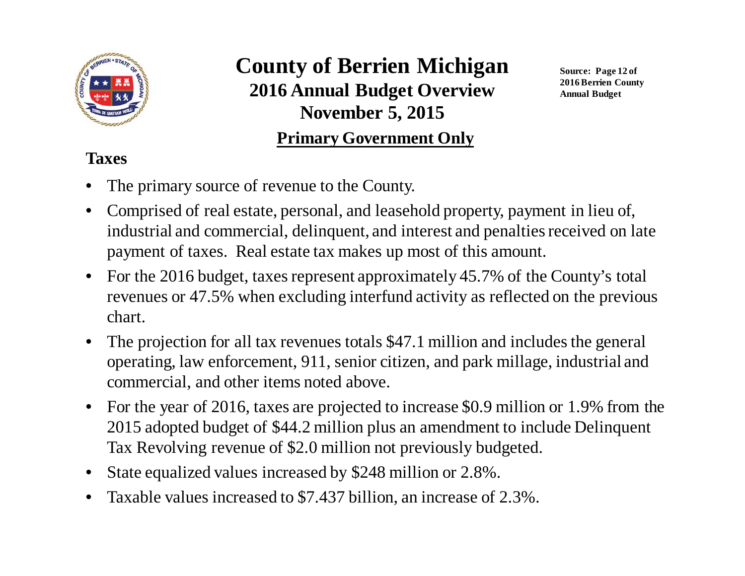# County of Berrien Michigan

## 2016 Annual Budget Overview

## November 5, 2015

## Primary Government Only

Source: Page 12 of 2016 Berrien County Annual Budget

### Taxes

- The primary source of revenue to the County.
- Comprised of real estate, personal, and leasehold property, payment in lieu of, industrial and commercial, delinquent, and interest and penalties received on late payment of taxes. Real estate tax makes up most of this amount.
- For the 2016 budget, taxes represent approximately 45.7% of the County's total revenues or 47.5% when excluding interfund activity as reflected on the previous chart.
- The projection for all tax revenues totals $47.1 million and includes the general operating, law enforcement, 911, senior citizen, and park millage, industrial and commercial, and other items noted above.
- For the year of 2016, taxes are projected to increase $0.9 million or 1.9% from the 2015 adopted budget of $44.2 million plus an amendment to include Delinquent Tax Revolving revenue of $2.0 million not previously budgeted.
- State equalized values increased by $248 million or 2.8%.
- Taxable values increased to $7.437 billion, an increase of 2.3%.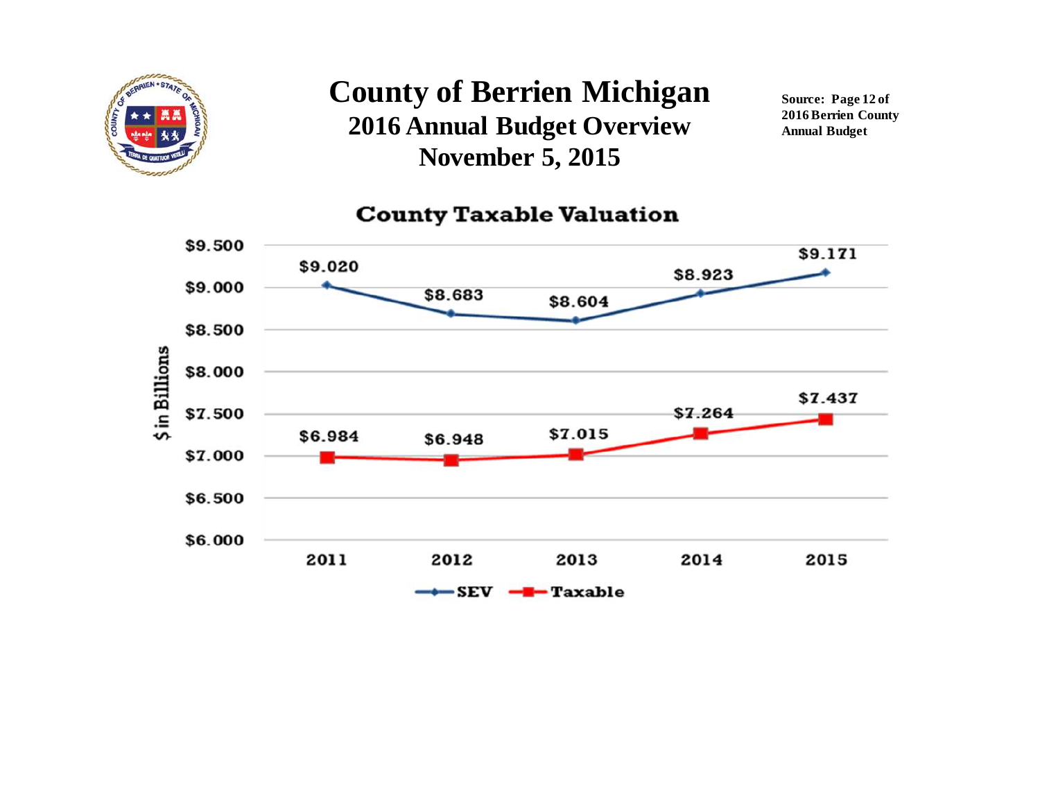# County of Berrien Michigan

## 2016 Annual Budget Overview

## November 5, 2015

**Source: Page 12 of 2016 Berrien County Annual Budget**

### County Taxable Valuation

($ in Billions)

| Year | SEV | Taxable |
|---|---|---|
| 2011 | $9.020 | $6.984 |
| 2012 | $8.683 | $6.948 |
| 2013 | $8.604 | $7.015 |
| 2014 | $8.923 | $7.264 |
| 2015 | $9.171 | $7.437 |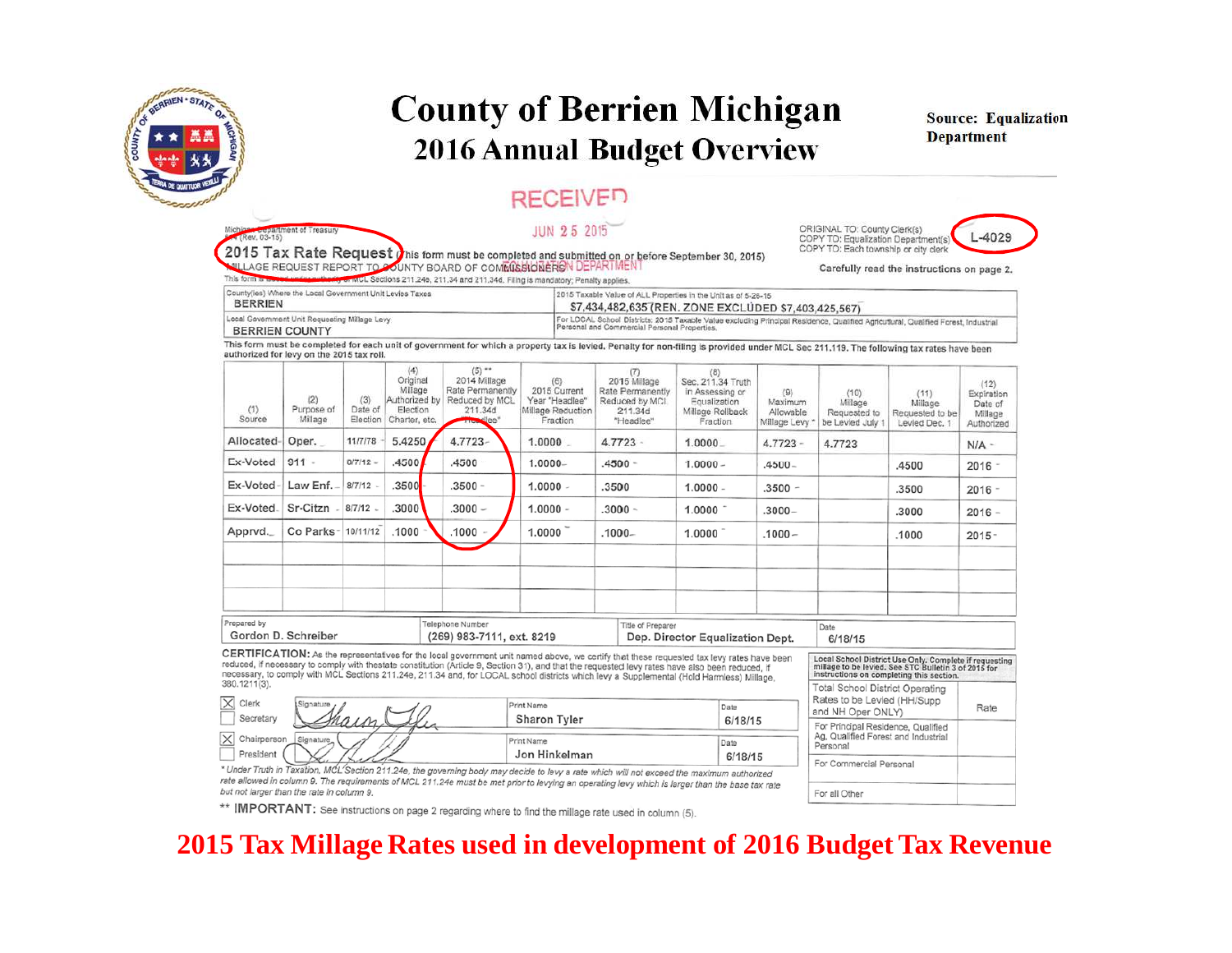# County of Berrien Michigan
## 2016 Annual Budget Overview

Source: Equalization Department

RECEIVED

JUN 25 2015

EQUALIZATION DEPARTMENT

Michigan Department of Treasury
614 (Rev. 03-15)

**2015 Tax Rate Request** (This form must be completed and submitted on or before September 30, 2015)

MILLAGE REQUEST REPORT TO COUNTY BOARD OF COMMISSIONERS

This form is issued under authority of MCL Sections 211.24e, 211.34 and 211.34d. Filing is mandatory; Penalty applies.

ORIGINAL TO: County Clerk(s)
COPY TO: Equalization Department(s)
COPY TO: Each township or city clerk

L-4029

Carefully read the instructions on page 2.

| County(ies) Where the Local Government Unit Levies Taxes | 2015 Taxable Value of ALL Properties in the Unit as of 5-26-15 |
|---|---|
| BERRIEN | $7,434,482,635 (REN. ZONE EXCLUDED $7,403,425,567) |
| Local Government Unit Requesting Millage Levy | For LOCAL School Districts: 2015 Taxable Value excluding Principal Residence, Qualified Agricultural, Qualified Forest, Industrial Personal and Commercial Personal Properties. |
| BERRIEN COUNTY | |

This form must be completed for each unit of government for which a property tax is levied. Penalty for non-filing is provided under MCL Sec 211.119. The following tax rates have been authorized for levy on the 2015 tax roll.

| (1) Source | (2) Purpose of Millage | (3) Date of Election | (4) Original Millage Authorized by Election Charter, etc. | (5) ** 2014 Millage Rate Permanently Reduced by MCL 211.34d "Headlee" | (6) 2015 Current Year "Headlee" Millage Reduction Fraction | (7) 2015 Millage Rate Permanently Reduced by MCL 211.34d "Headlee" | (8) Sec. 211.34 Truth in Assessing or Equalization Millage Rollback Fraction | (9) Maximum Allowable Millage Levy * | (10) Millage Requested to be Levied July 1 | (11) Millage Requested to be Levied Dec. 1 | (12) Expiration Date of Millage Authorized |
|---|---|---|---|---|---|---|---|---|---|---|---|
| Allocated | Oper. | 11/7/78 | 5.4250 | 4.7723 | 1.0000 | 4.7723 | 1.0000 | 4.7723 | 4.7723 | | N/A |
| Ex-Voted | 911 | 8/7/12 | .4500 | .4500 | 1.0000 | .4500 | 1.0000 | .4500 | | .4500 | 2016 |
| Ex-Voted | Law Enf. | 8/7/12 | .3500 | .3500 | 1.0000 | .3500 | 1.0000 | .3500 | | .3500 | 2016 |
| Ex-Voted | Sr-Citzn | 8/7/12 | .3000 | .3000 | 1.0000 | .3000 | 1.0000 | .3000 | | .3000 | 2016 |
| Apprvd. | Co Parks | 10/11/12 | .1000 | .1000 | 1.0000 | .1000 | 1.0000 | .1000 | | .1000 | 2015 |

| Prepared by | Telephone Number | Title of Preparer | Date |
|---|---|---|---|
| Gordon D. Schreiber | (269) 983-7111, ext. 8219 | Dep. Director Equalization Dept. | 6/18/15 |

**CERTIFICATION:** As the representatives for the local government unit named above, we certify that these requested tax levy rates have been reduced, if necessary to comply with the state constitution (Article 9, Section 31), and that the requested levy rates have also been reduced, if necessary, to comply with MCL Sections 211.24e, 211.34 and, for LOCAL school districts which levy a Supplemental (Hold Harmless) Millage, 380.1211(3).

| | Signature | Print Name | Date |
|---|---|---|---|
| [X] Clerk [ ] Secretary | (signed) | Sharon Tyler | 6/18/15 |
| [X] Chairperson [ ] President | (signed) | Jon Hinkelman | 6/18/15 |

| Local School District Use Only. Complete if requesting millage to be levied. See STC Bulletin 3 of 2015 for instructions on completing this section. | |
|---|---|
| Total School District Operating Rates to be Levied (HH/Supp and NH Oper ONLY) | Rate |
| For Principal Residence, Qualified Ag, Qualified Forest and Industrial Personal | |
| For Commercial Personal | |
| For all Other | |

*\* Under Truth in Taxation, MCL Section 211.24e, the governing body may decide to levy a rate which will not exceed the maximum authorized rate allowed in column 9. The requirements of MCL 211.24e must be met prior to levying an operating levy which is larger than the base tax rate but not larger than the rate in column 9.*

\*\* **IMPORTANT:** See instructions on page 2 regarding where to find the millage rate used in column (5).

**2015 Tax Millage Rates used in development of 2016 Budget Tax Revenue**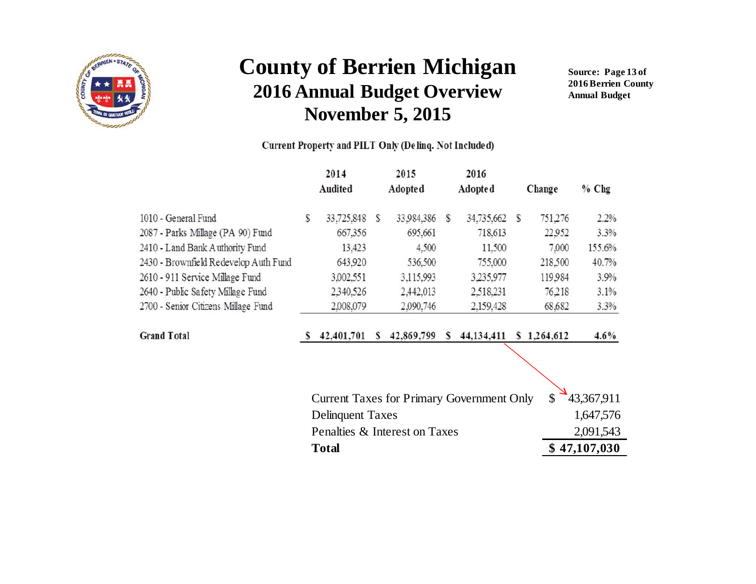# County of Berrien Michigan

## 2016 Annual Budget Overview

## November 5, 2015

**Source: Page 13 of 2016 Berrien County Annual Budget**

Current Property and PILT Only (Delinq. Not Included)

| | 2014 Audited | 2015 Adopted | 2016 Adopted | Change | % Chg |
|---|---|---|---|---|---|
| 1010 - General Fund | $ 33,725,848 | $ 33,984,386 | $ 34,735,662 | $ 751,276 | 2.2% |
| 2087 - Parks Millage (PA 90) Fund | 667,356 | 695,661 | 718,613 | 22,952 | 3.3% |
| 2410 - Land Bank Authority Fund | 13,423 | 4,500 | 11,500 | 7,000 | 155.6% |
| 2430 - Brownfield Redevelop Auth Fund | 643,920 | 536,500 | 755,000 | 218,500 | 40.7% |
| 2610 - 911 Service Millage Fund | 3,002,551 | 3,115,993 | 3,235,977 | 119,984 | 3.9% |
| 2640 - Public Safety Millage Fund | 2,340,526 | 2,442,013 | 2,518,231 | 76,218 | 3.1% |
| 2700 - Senior Citizens Millage Fund | 2,008,079 | 2,090,746 | 2,159,428 | 68,682 | 3.3% |
| **Grand Total** | **$ 42,401,701** | **$ 42,869,799** | **$ 44,134,411** | **$ 1,264,612** | **4.6%** |

| | |
|---|---|
| Current Taxes for Primary Government Only | $ 43,367,911 |
| Delinquent Taxes | 1,647,576 |
| Penalties & Interest on Taxes | 2,091,543 |
| **Total** | **$ 47,107,030** |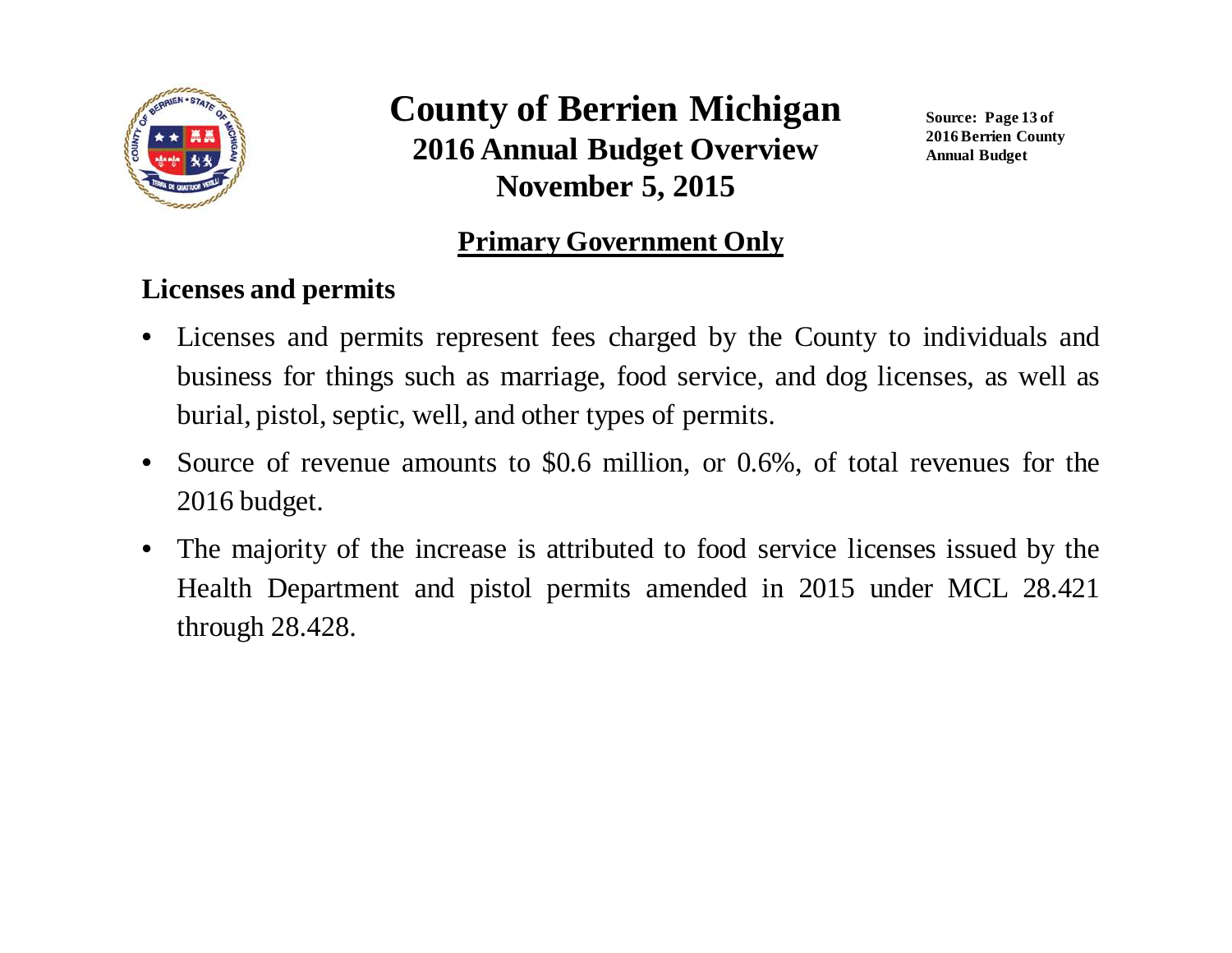# County of Berrien Michigan

## 2016 Annual Budget Overview

## November 5, 2015

Source: Page 13 of 2016 Berrien County Annual Budget

**Primary Government Only**

### Licenses and permits

- Licenses and permits represent fees charged by the County to individuals and business for things such as marriage, food service, and dog licenses, as well as burial, pistol, septic, well, and other types of permits.
- Source of revenue amounts to $0.6 million, or 0.6%, of total revenues for the 2016 budget.
- The majority of the increase is attributed to food service licenses issued by the Health Department and pistol permits amended in 2015 under MCL 28.421 through 28.428.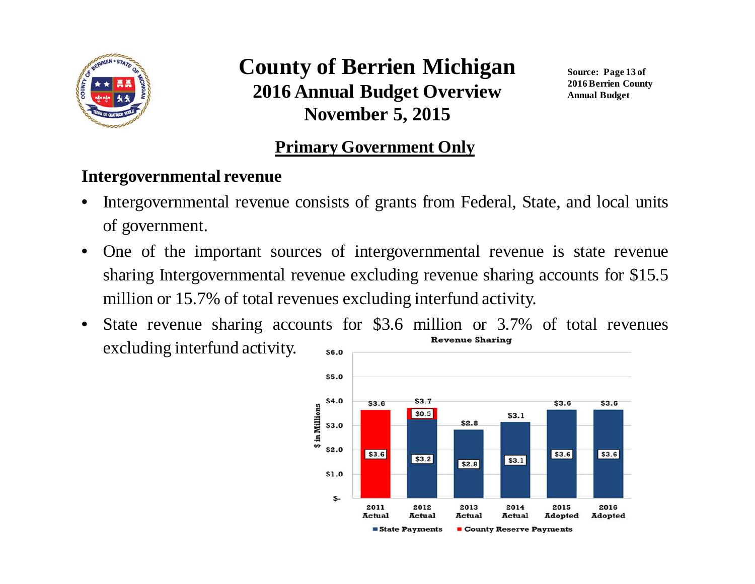# County of Berrien Michigan

## 2016 Annual Budget Overview

## November 5, 2015

Source: Page 13 of 2016 Berrien County Annual Budget

## Primary Government Only

### Intergovernmental revenue

- Intergovernmental revenue consists of grants from Federal, State, and local units of government.
- One of the important sources of intergovernmental revenue is state revenue sharing Intergovernmental revenue excluding revenue sharing accounts for $15.5 million or 15.7% of total revenues excluding interfund activity.
- State revenue sharing accounts for $3.6 million or 3.7% of total revenues excluding interfund activity.

**Revenue Sharing**

($ in Millions)

| | 2011 Actual | 2012 Actual | 2013 Actual | 2014 Actual | 2015 Adopted | 2016 Adopted |
|---|---|---|---|---|---|---|
| State Payments | | $3.2 | $2.8 | $3.1 | $3.6 | $3.6 |
| County Reserve Payments | $3.6 | $0.5 | | | | |
| Total | $3.6 | $3.7 | $2.8 | $3.1 | $3.6 | $3.6 |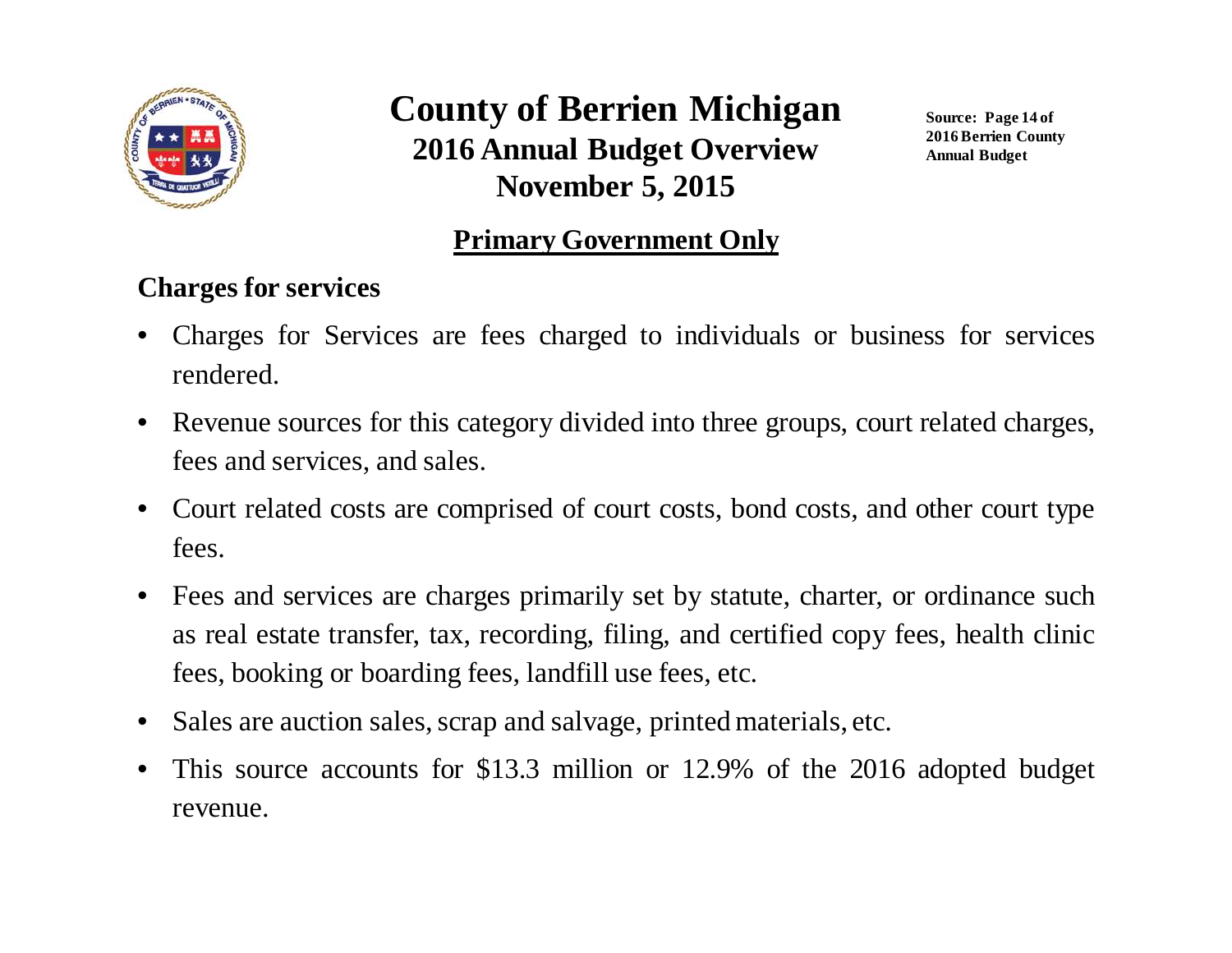# County of Berrien Michigan

## 2016 Annual Budget Overview

## November 5, 2015

Source: Page 14 of 2016 Berrien County Annual Budget

## Primary Government Only

### Charges for services

- Charges for Services are fees charged to individuals or business for services rendered.
- Revenue sources for this category divided into three groups, court related charges, fees and services, and sales.
- Court related costs are comprised of court costs, bond costs, and other court type fees.
- Fees and services are charges primarily set by statute, charter, or ordinance such as real estate transfer, tax, recording, filing, and certified copy fees, health clinic fees, booking or boarding fees, landfill use fees, etc.
- Sales are auction sales, scrap and salvage, printed materials, etc.
- This source accounts for $13.3 million or 12.9% of the 2016 adopted budget revenue.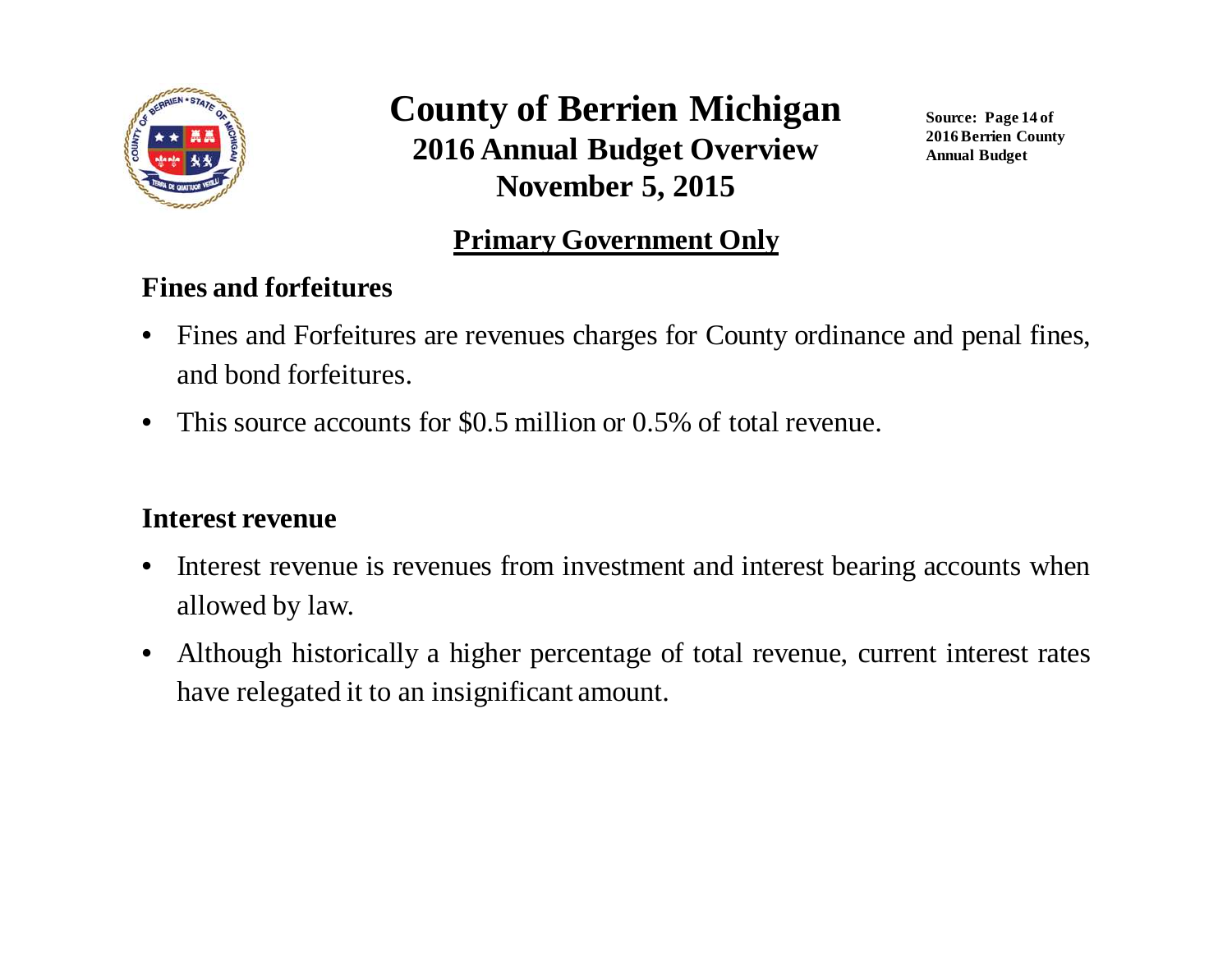# County of Berrien Michigan

## 2016 Annual Budget Overview

## November 5, 2015

Source: Page 14 of 2016 Berrien County Annual Budget

### Primary Government Only

**Fines and forfeitures**

- Fines and Forfeitures are revenues charges for County ordinance and penal fines, and bond forfeitures.
- This source accounts for $0.5 million or 0.5% of total revenue.

**Interest revenue**

- Interest revenue is revenues from investment and interest bearing accounts when allowed by law.
- Although historically a higher percentage of total revenue, current interest rates have relegated it to an insignificant amount.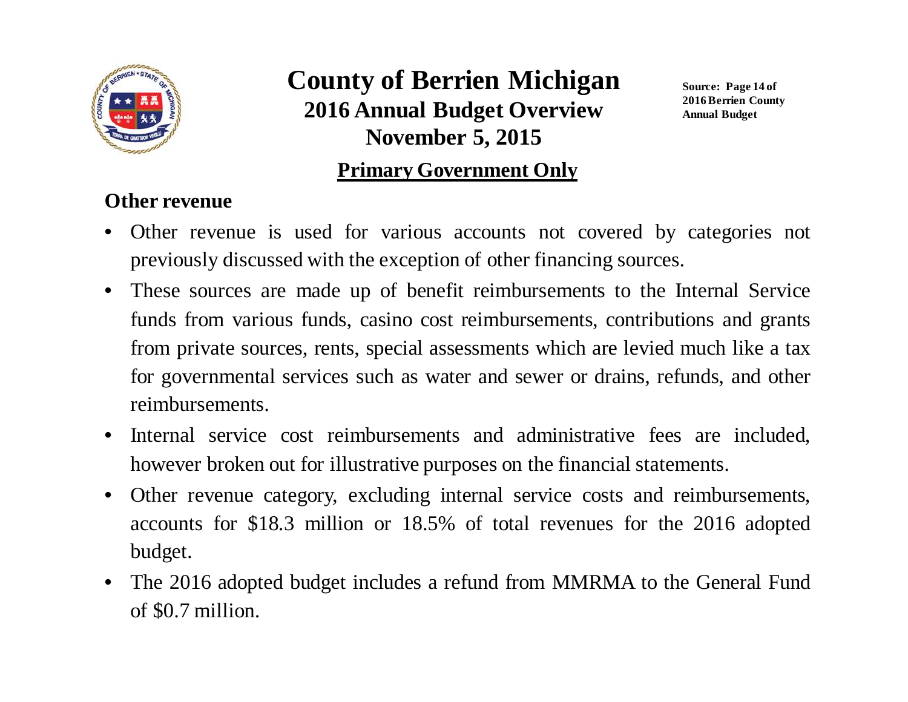# County of Berrien Michigan

## 2016 Annual Budget Overview

## November 5, 2015

Source: Page 14 of 2016 Berrien County Annual Budget

**Primary Government Only**

### Other revenue

- Other revenue is used for various accounts not covered by categories not previously discussed with the exception of other financing sources.
- These sources are made up of benefit reimbursements to the Internal Service funds from various funds, casino cost reimbursements, contributions and grants from private sources, rents, special assessments which are levied much like a tax for governmental services such as water and sewer or drains, refunds, and other reimbursements.
- Internal service cost reimbursements and administrative fees are included, however broken out for illustrative purposes on the financial statements.
- Other revenue category, excluding internal service costs and reimbursements, accounts for $18.3 million or 18.5% of total revenues for the 2016 adopted budget.
- The 2016 adopted budget includes a refund from MMRMA to the General Fund of $0.7 million.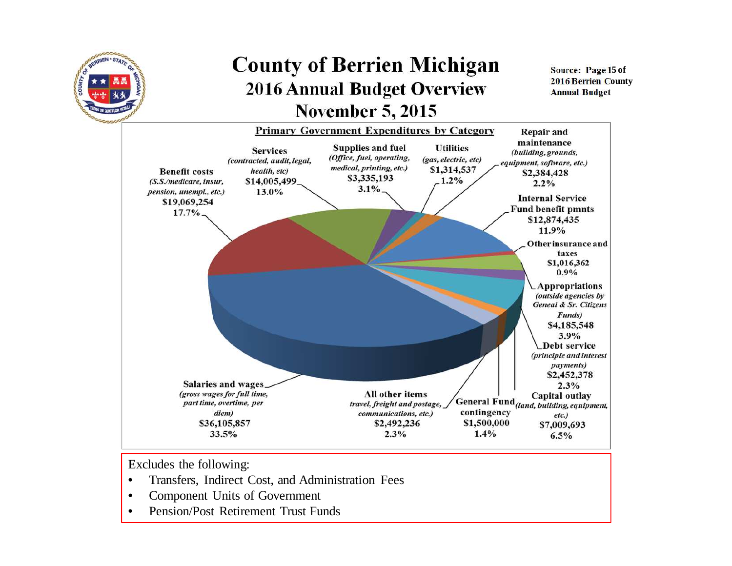# County of Berrien Michigan

## 2016 Annual Budget Overview

## November 5, 2015

Source: Page 15 of 2016 Berrien County Annual Budget

### Primary Government Expenditures by Category

| Category | Description | Amount | Percent |
|---|---|---|---|
| Salaries and wages | *(gross wages for full time, part time, overtime, per diem)* | $36,105,857 | 33.5% |
| Benefit costs | *(S.S./medicare, insur, pension, unempl., etc.)* | $19,069,254 | 17.7% |
| Services | *(contracted, audit, legal, health, etc)* | $14,005,499 | 13.0% |
| Supplies and fuel | *(Office, fuel, operating, medical, printing, etc.)* | $3,335,193 | 3.1% |
| Utilities | *(gas, electric, etc)* | $1,314,537 | 1.2% |
| Repair and maintenance | *(building, grounds, equipment, software, etc.)* | $2,384,428 | 2.2% |
| Internal Service Fund benefit pmnts | | $12,874,435 | 11.9% |
| Other insurance and taxes | | $1,016,362 | 0.9% |
| Appropriations | *(outside agencies by Geneal & Sr. Citizens Funds)* | $4,185,548 | 3.9% |
| Debt service | *(principle and interest payments)* | $2,452,378 | 2.3% |
| Capital outlay | *(land, building, equipment, etc.)* | $7,009,693 | 6.5% |
| General Fund contingency | | $1,500,000 | 1.4% |
| All other items | *travel, freight and postage, communications, etc.)* | $2,492,236 | 2.3% |

Excludes the following:

- Transfers, Indirect Cost, and Administration Fees
- Component Units of Government
- Pension/Post Retirement Trust Funds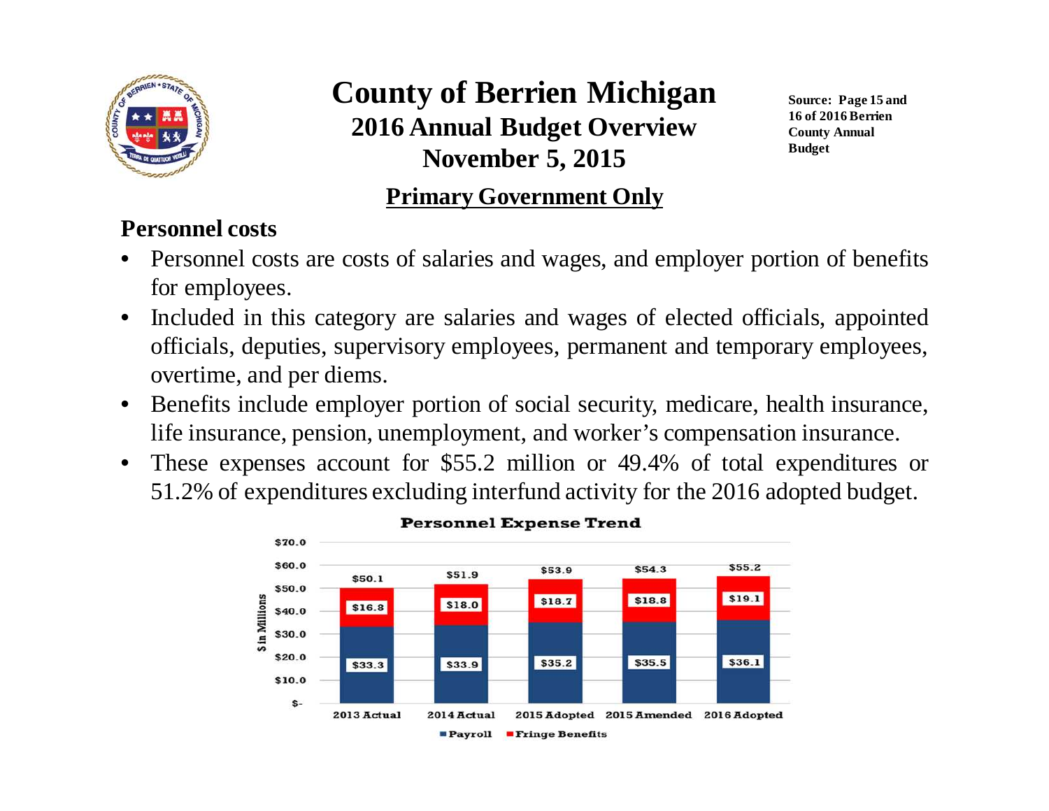# County of Berrien Michigan

## 2016 Annual Budget Overview

## November 5, 2015

Source: Page 15 and 16 of 2016 Berrien County Annual Budget

**Primary Government Only**

### Personnel costs

- Personnel costs are costs of salaries and wages, and employer portion of benefits for employees.
- Included in this category are salaries and wages of elected officials, appointed officials, deputies, supervisory employees, permanent and temporary employees, overtime, and per diems.
- Benefits include employer portion of social security, medicare, health insurance, life insurance, pension, unemployment, and worker's compensation insurance.
- These expenses account for $55.2 million or 49.4% of total expenditures or 51.2% of expenditures excluding interfund activity for the 2016 adopted budget.

**Personnel Expense Trend**

($ in Millions)

| | 2013 Actual | 2014 Actual | 2015 Adopted | 2015 Amended | 2016 Adopted |
|---|---|---|---|---|---|
| Payroll | $33.3 | $33.9 | $35.2 | $35.5 | $36.1 |
| Fringe Benefits | $16.8 | $18.0 | $18.7 | $18.8 | $19.1 |
| Total | $50.1 | $51.9 | $53.9 | $54.3 | $55.2 |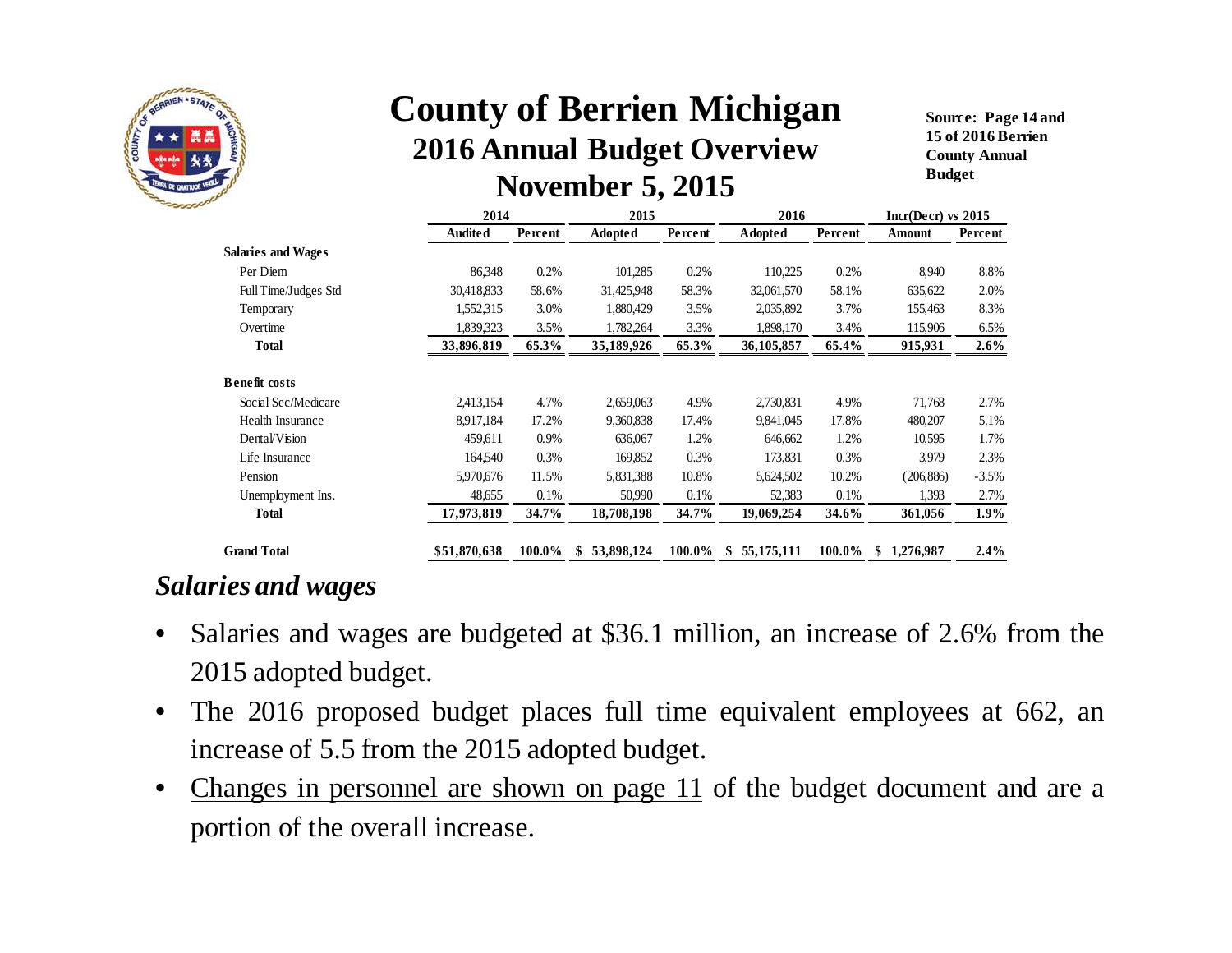# County of Berrien Michigan

## 2016 Annual Budget Overview

## November 5, 2015

**Source: Page 14 and 15 of 2016 Berrien County Annual Budget**

| | 2014 | | 2015 | | 2016 | | Incr(Decr) vs 2015 | |
|---|---|---|---|---|---|---|---|---|
| | Audited | Percent | Adopted | Percent | Adopted | Percent | Amount | Percent |
| **Salaries and Wages** | | | | | | | | |
| Per Diem | 86,348 | 0.2% | 101,285 | 0.2% | 110,225 | 0.2% | 8,940 | 8.8% |
| Full Time/Judges Std | 30,418,833 | 58.6% | 31,425,948 | 58.3% | 32,061,570 | 58.1% | 635,622 | 2.0% |
| Temporary | 1,552,315 | 3.0% | 1,880,429 | 3.5% | 2,035,892 | 3.7% | 155,463 | 8.3% |
| Overtime | 1,839,323 | 3.5% | 1,782,264 | 3.3% | 1,898,170 | 3.4% | 115,906 | 6.5% |
| **Total** | **33,896,819** | **65.3%** | **35,189,926** | **65.3%** | **36,105,857** | **65.4%** | **915,931** | **2.6%** |
| **Benefit costs** | | | | | | | | |
| Social Sec/Medicare | 2,413,154 | 4.7% | 2,659,063 | 4.9% | 2,730,831 | 4.9% | 71,768 | 2.7% |
| Health Insurance | 8,917,184 | 17.2% | 9,360,838 | 17.4% | 9,841,045 | 17.8% | 480,207 | 5.1% |
| Dental/Vision | 459,611 | 0.9% | 636,067 | 1.2% | 646,662 | 1.2% | 10,595 | 1.7% |
| Life Insurance | 164,540 | 0.3% | 169,852 | 0.3% | 173,831 | 0.3% | 3,979 | 2.3% |
| Pension | 5,970,676 | 11.5% | 5,831,388 | 10.8% | 5,624,502 | 10.2% | (206,886) | -3.5% |
| Unemployment Ins. | 48,655 | 0.1% | 50,990 | 0.1% | 52,383 | 0.1% | 1,393 | 2.7% |
| **Total** | **17,973,819** | **34.7%** | **18,708,198** | **34.7%** | **19,069,254** | **34.6%** | **361,056** | **1.9%** |
| **Grand Total** | **$51,870,638** | **100.0%** | **$ 53,898,124** | **100.0%** | **$ 55,175,111** | **100.0%** | **$ 1,276,987** | **2.4%** |

## *Salaries and wages*

- Salaries and wages are budgeted at $36.1 million, an increase of 2.6% from the 2015 adopted budget.
- The 2016 proposed budget places full time equivalent employees at 662, an increase of 5.5 from the 2015 adopted budget.
- Changes in personnel are shown on page 11 of the budget document and are a portion of the overall increase.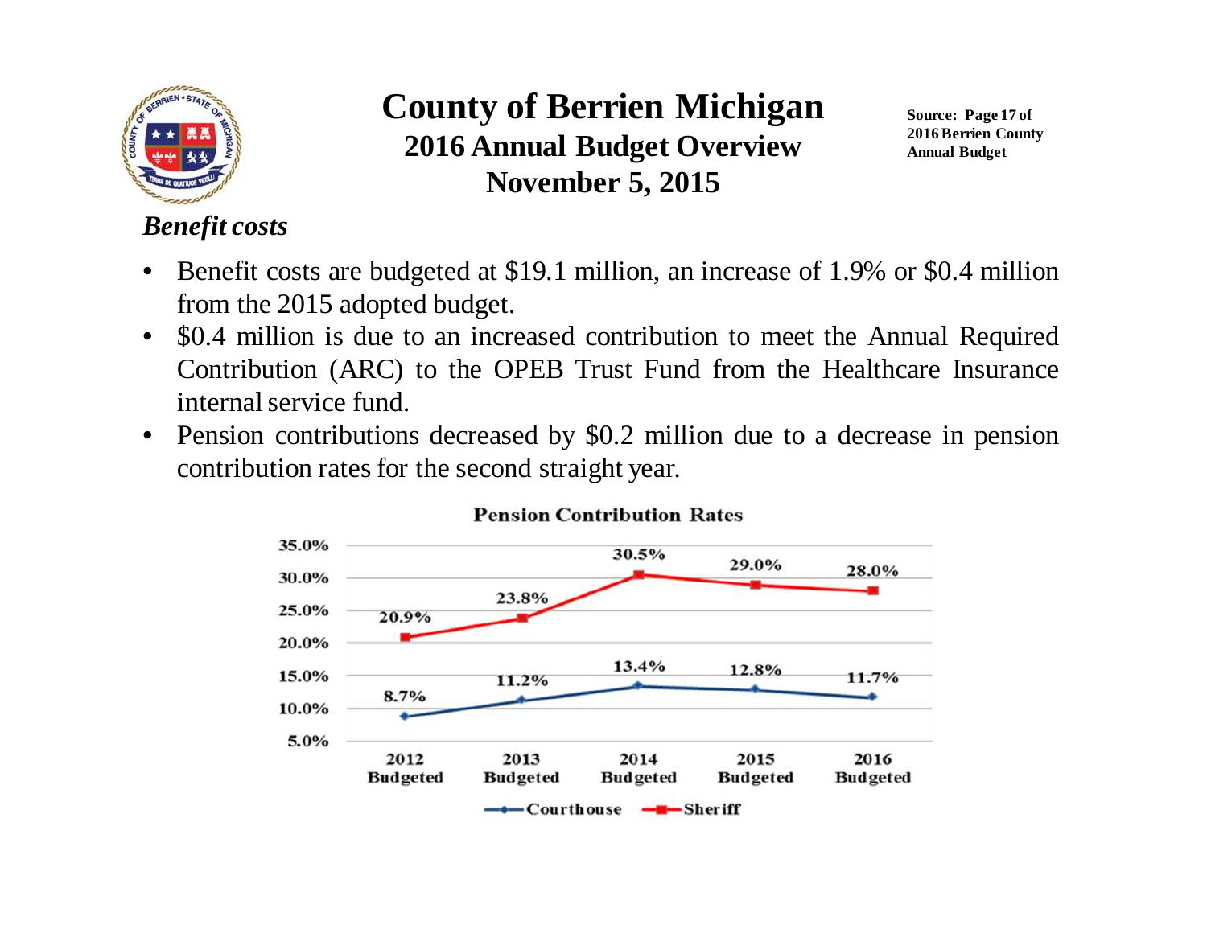# County of Berrien Michigan

## 2016 Annual Budget Overview

## November 5, 2015

**Source: Page 17 of 2016 Berrien County Annual Budget**

### *Benefit costs*

- Benefit costs are budgeted at $19.1 million, an increase of 1.9% or $0.4 million from the 2015 adopted budget.
- $0.4 million is due to an increased contribution to meet the Annual Required Contribution (ARC) to the OPEB Trust Fund from the Healthcare Insurance internal service fund.
- Pension contributions decreased by $0.2 million due to a decrease in pension contribution rates for the second straight year.

**Pension Contribution Rates**

| | 2012 Budgeted | 2013 Budgeted | 2014 Budgeted | 2015 Budgeted | 2016 Budgeted |
|---|---|---|---|---|---|
| Courthouse | 8.7% | 11.2% | 13.4% | 12.8% | 11.7% |
| Sheriff | 20.9% | 23.8% | 30.5% | 29.0% | 28.0% |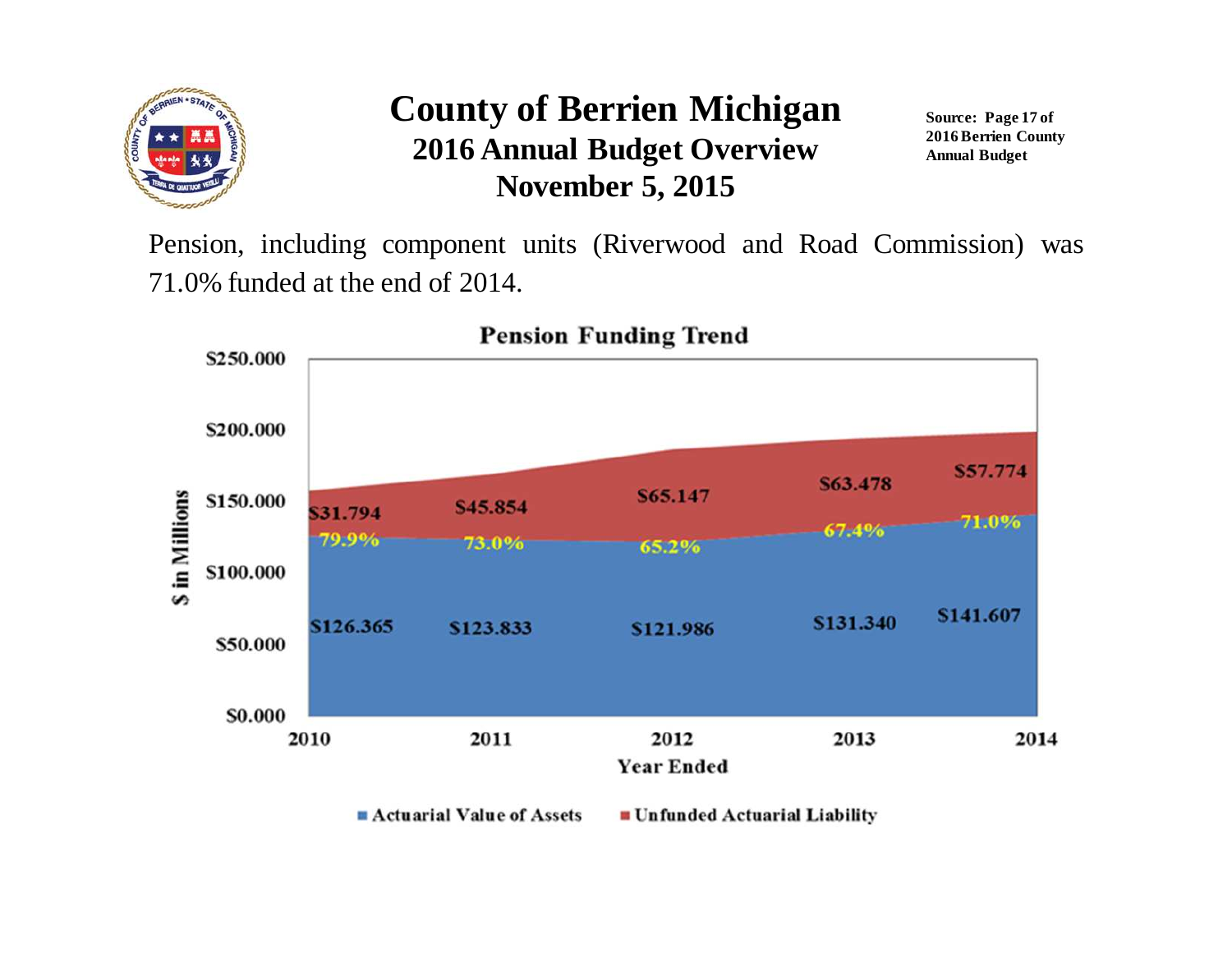# County of Berrien Michigan

## 2016 Annual Budget Overview

## November 5, 2015

**Source: Page 17 of 2016 Berrien County Annual Budget**

Pension, including component units (Riverwood and Road Commission) was 71.0% funded at the end of 2014.

**Pension Funding Trend**

| Year Ended | Actuarial Value of Assets ($ in Millions) | Unfunded Actuarial Liability ($ in Millions) | Funded % |
|---|---|---|---|
| 2010 | $126.365 | $31.794 | 79.9% |
| 2011 | $123.833 | $45.854 | 73.0% |
| 2012 | $121.986 | $65.147 | 65.2% |
| 2013 | $131.340 | $63.478 | 67.4% |
| 2014 | $141.607 | $57.774 | 71.0% |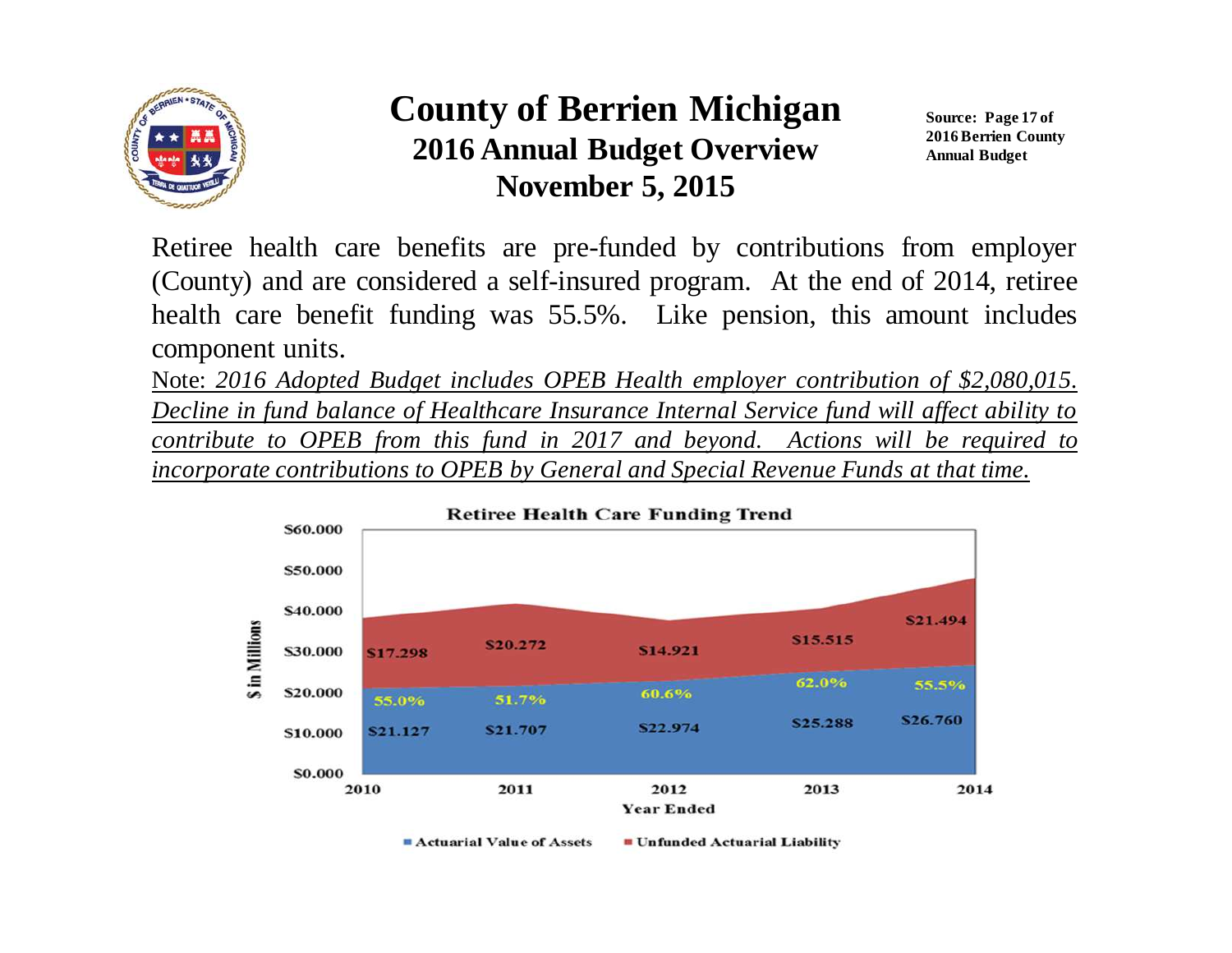# County of Berrien Michigan

## 2016 Annual Budget Overview

## November 5, 2015

**Source: Page 17 of 2016 Berrien County Annual Budget**

Retiree health care benefits are pre-funded by contributions from employer (County) and are considered a self-insured program. At the end of 2014, retiree health care benefit funding was 55.5%. Like pension, this amount includes component units.

Note: *2016 Adopted Budget includes OPEB Health employer contribution of $2,080,015. Decline in fund balance of Healthcare Insurance Internal Service fund will affect ability to contribute to OPEB from this fund in 2017 and beyond. Actions will be required to incorporate contributions to OPEB by General and Special Revenue Funds at that time.*

**Retiree Health Care Funding Trend** ($ in Millions)

| Year Ended | Actuarial Value of Assets | Unfunded Actuarial Liability | Funded % |
|---|---|---|---|
| 2010 | $21.127 | $17.298 | 55.0% |
| 2011 | $21.707 | $20.272 | 51.7% |
| 2012 | $22.974 | $14.921 | 60.6% |
| 2013 | $25.288 | $15.515 | 62.0% |
| 2014 | $26.760 | $21.494 | 55.5% |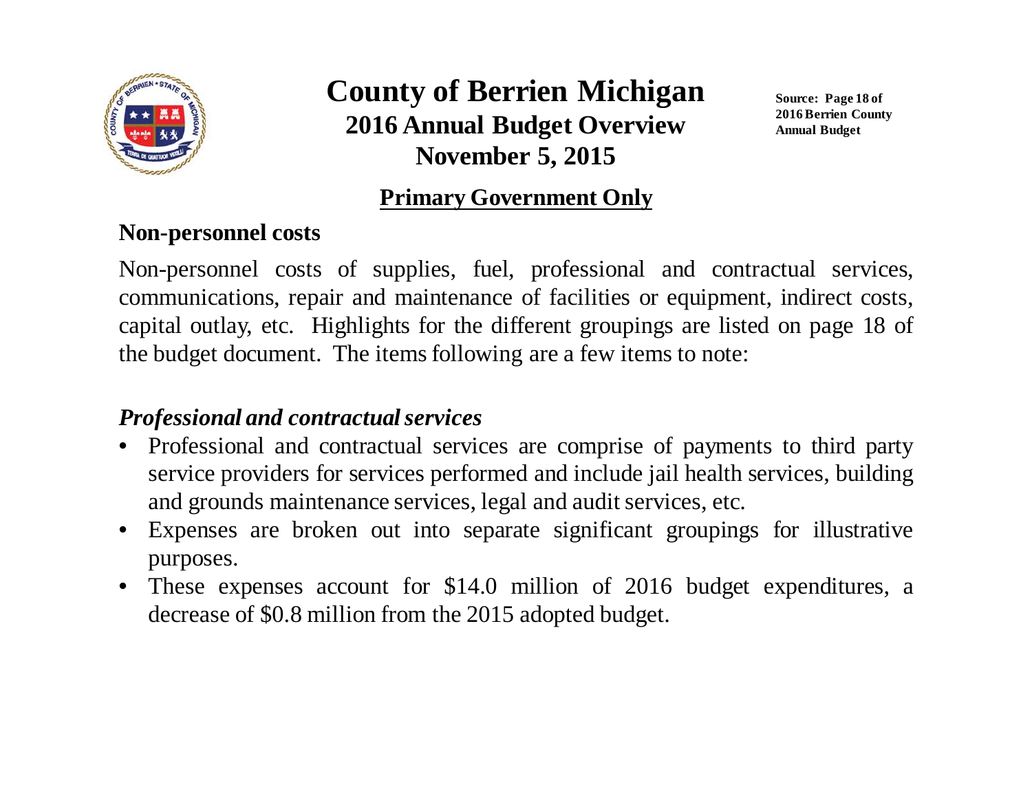# County of Berrien Michigan

## 2016 Annual Budget Overview

## November 5, 2015

Source: Page 18 of 2016 Berrien County Annual Budget

## Primary Government Only

### Non-personnel costs

Non-personnel costs of supplies, fuel, professional and contractual services, communications, repair and maintenance of facilities or equipment, indirect costs, capital outlay, etc. Highlights for the different groupings are listed on page 18 of the budget document. The items following are a few items to note:

### *Professional and contractual services*

- Professional and contractual services are comprise of payments to third party service providers for services performed and include jail health services, building and grounds maintenance services, legal and audit services, etc.
- Expenses are broken out into separate significant groupings for illustrative purposes.
- These expenses account for $14.0 million of 2016 budget expenditures, a decrease of $0.8 million from the 2015 adopted budget.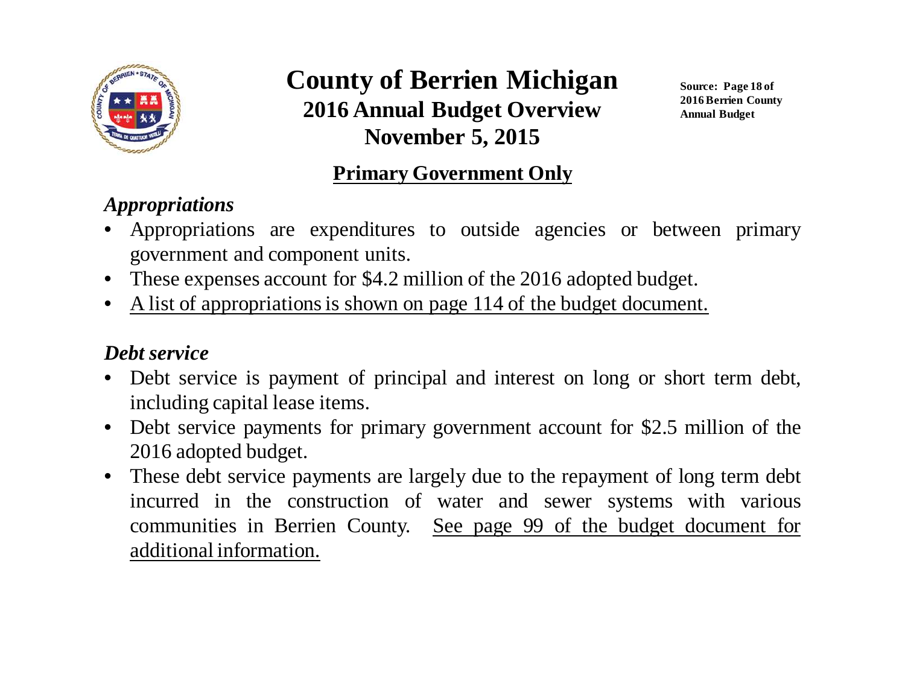# County of Berrien Michigan

## 2016 Annual Budget Overview

## November 5, 2015

**Source: Page 18 of 2016 Berrien County Annual Budget**

### Primary Government Only

***Appropriations***

- Appropriations are expenditures to outside agencies or between primary government and component units.
- These expenses account for $4.2 million of the 2016 adopted budget.
- A list of appropriations is shown on page 114 of the budget document.

***Debt service***

- Debt service is payment of principal and interest on long or short term debt, including capital lease items.
- Debt service payments for primary government account for $2.5 million of the 2016 adopted budget.
- These debt service payments are largely due to the repayment of long term debt incurred in the construction of water and sewer systems with various communities in Berrien County. See page 99 of the budget document for additional information.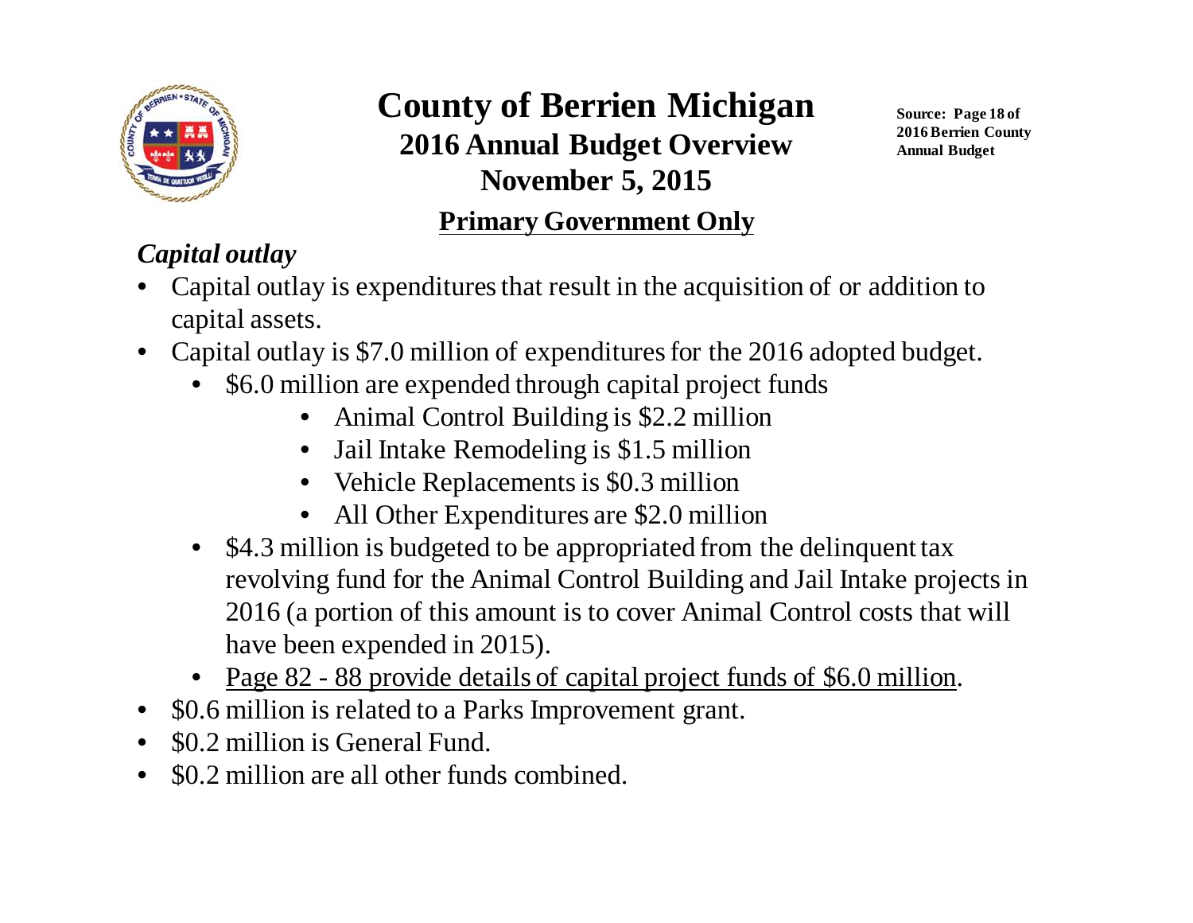# County of Berrien Michigan

## 2016 Annual Budget Overview

## November 5, 2015

Source: Page 18 of 2016 Berrien County Annual Budget

## Primary Government Only

### *Capital outlay*

- Capital outlay is expenditures that result in the acquisition of or addition to capital assets.
- Capital outlay is $7.0 million of expenditures for the 2016 adopted budget.
  - $6.0 million are expended through capital project funds
    - Animal Control Building is $2.2 million
    - Jail Intake Remodeling is $1.5 million
    - Vehicle Replacements is $0.3 million
    - All Other Expenditures are $2.0 million
  - $4.3 million is budgeted to be appropriated from the delinquent tax revolving fund for the Animal Control Building and Jail Intake projects in 2016 (a portion of this amount is to cover Animal Control costs that will have been expended in 2015).
  - Page 82 - 88 provide details of capital project funds of $6.0 million.
- $0.6 million is related to a Parks Improvement grant.
- $0.2 million is General Fund.
- $0.2 million are all other funds combined.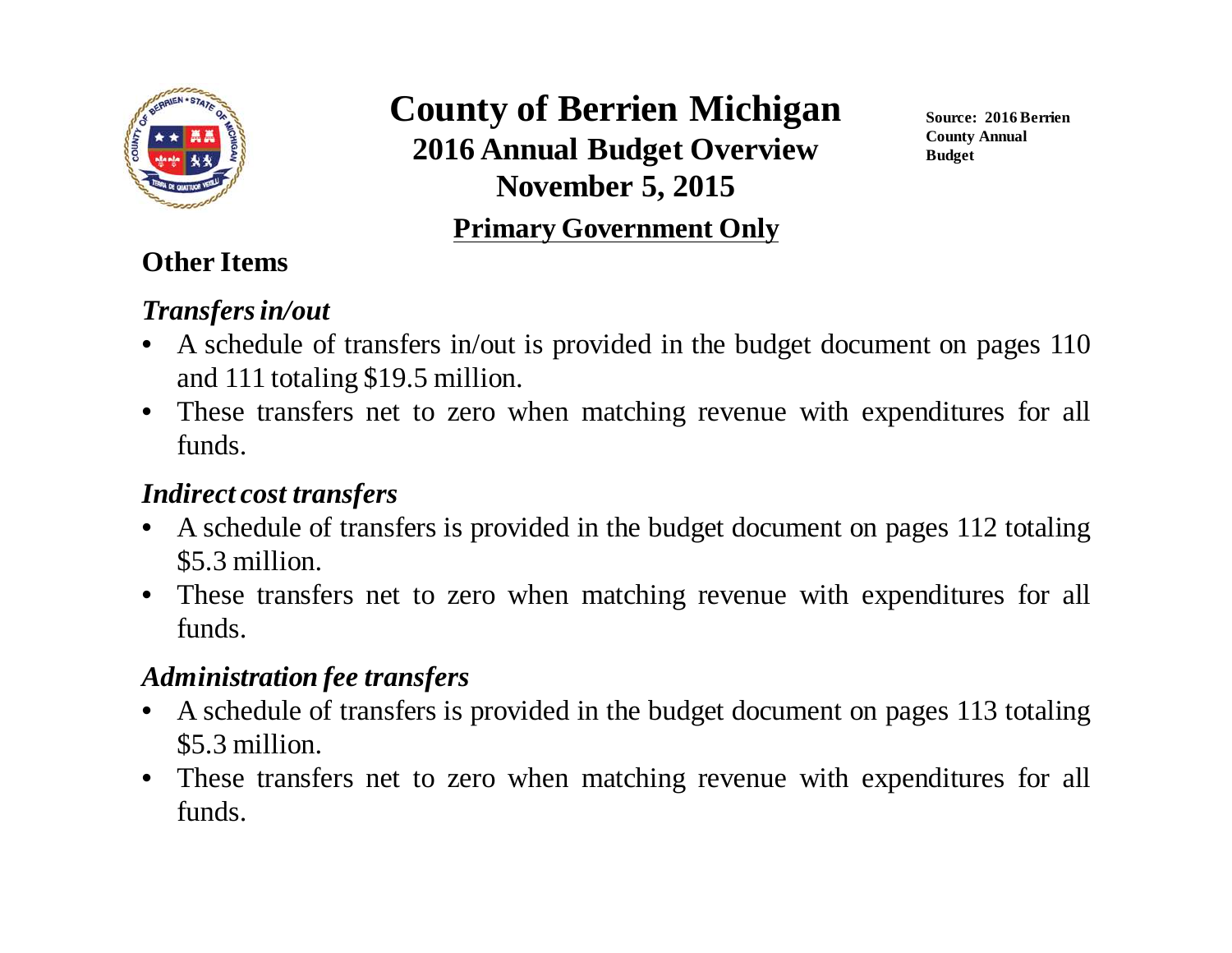# County of Berrien Michigan

## 2016 Annual Budget Overview

## November 5, 2015

**Source: 2016 Berrien County Annual Budget**

## Primary Government Only

### Other Items

#### *Transfers in/out*

- A schedule of transfers in/out is provided in the budget document on pages 110 and 111 totaling $19.5 million.
- These transfers net to zero when matching revenue with expenditures for all funds.

#### *Indirect cost transfers*

- A schedule of transfers is provided in the budget document on pages 112 totaling $5.3 million.
- These transfers net to zero when matching revenue with expenditures for all funds.

#### *Administration fee transfers*

- A schedule of transfers is provided in the budget document on pages 113 totaling $5.3 million.
- These transfers net to zero when matching revenue with expenditures for all funds.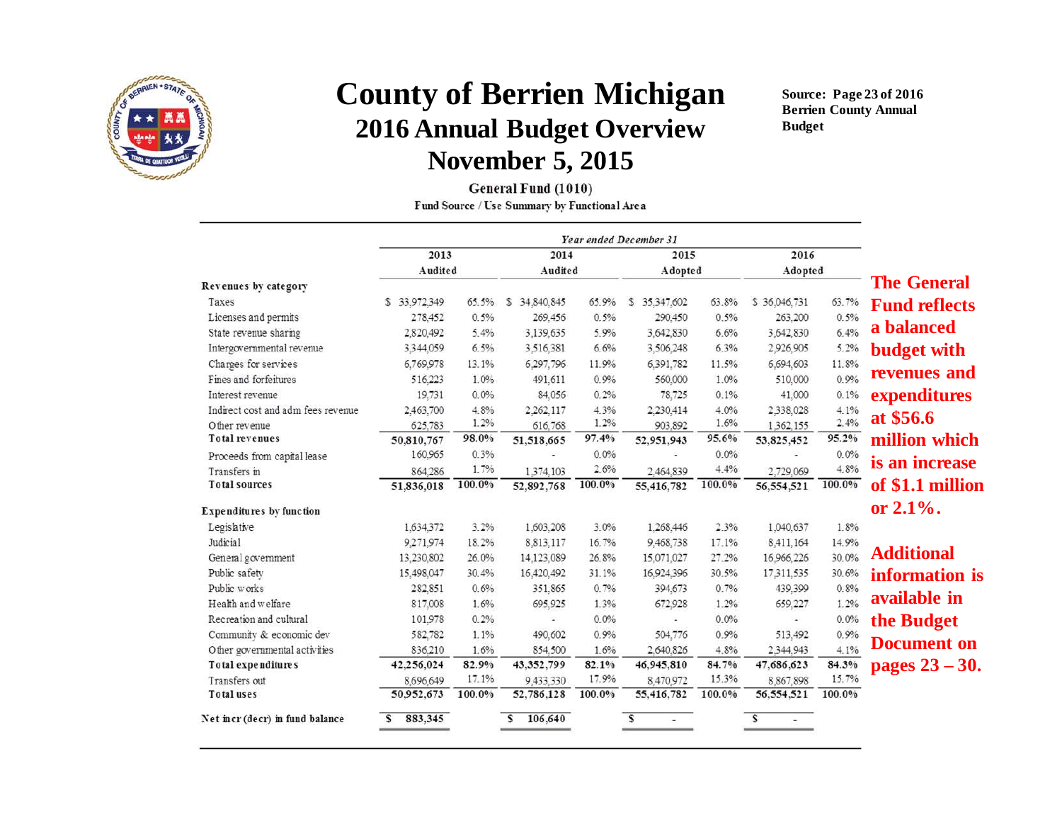# County of Berrien Michigan

## 2016 Annual Budget Overview

## November 5, 2015

**Source: Page 23 of 2016 Berrien County Annual Budget**

**General Fund (1010)**

**Fund Source / Use Summary by Functional Area**

| | *Year ended December 31* | | | | | | | |
|---|---|---|---|---|---|---|---|---|
| | 2013 Audited | | 2014 Audited | | 2015 Adopted | | 2016 Adopted | |
| **Revenues by category** | | | | | | | | |
| Taxes | $ 33,972,349 | 65.5% | $ 34,840,845 | 65.9% | $ 35,347,602 | 63.8% | $ 36,046,731 | 63.7% |
| Licenses and permits | 278,452 | 0.5% | 269,456 | 0.5% | 290,450 | 0.5% | 263,200 | 0.5% |
| State revenue sharing | 2,820,492 | 5.4% | 3,139,635 | 5.9% | 3,642,830 | 6.6% | 3,642,830 | 6.4% |
| Intergovernmental revenue | 3,344,059 | 6.5% | 3,516,381 | 6.6% | 3,506,248 | 6.3% | 2,926,905 | 5.2% |
| Charges for services | 6,769,978 | 13.1% | 6,297,796 | 11.9% | 6,391,782 | 11.5% | 6,694,603 | 11.8% |
| Fines and forfeitures | 516,223 | 1.0% | 491,611 | 0.9% | 560,000 | 1.0% | 510,000 | 0.9% |
| Interest revenue | 19,731 | 0.0% | 84,056 | 0.2% | 78,725 | 0.1% | 41,000 | 0.1% |
| Indirect cost and adm fees revenue | 2,463,700 | 4.8% | 2,262,117 | 4.3% | 2,230,414 | 4.0% | 2,338,028 | 4.1% |
| Other revenue | 625,783 | 1.2% | 616,768 | 1.2% | 903,892 | 1.6% | 1,362,155 | 2.4% |
| **Total revenues** | 50,810,767 | 98.0% | 51,518,665 | 97.4% | 52,951,943 | 95.6% | 53,825,452 | 95.2% |
| Proceeds from capital lease | 160,965 | 0.3% | - | 0.0% | - | 0.0% | - | 0.0% |
| Transfers in | 864,286 | 1.7% | 1,374,103 | 2.6% | 2,464,839 | 4.4% | 2,729,069 | 4.8% |
| **Total sources** | 51,836,018 | 100.0% | 52,892,768 | 100.0% | 55,416,782 | 100.0% | 56,554,521 | 100.0% |
| **Expenditures by function** | | | | | | | | |
| Legislative | 1,634,372 | 3.2% | 1,603,208 | 3.0% | 1,268,446 | 2.3% | 1,040,637 | 1.8% |
| Judicial | 9,271,974 | 18.2% | 8,813,117 | 16.7% | 9,468,738 | 17.1% | 8,411,164 | 14.9% |
| General government | 13,230,802 | 26.0% | 14,123,089 | 26.8% | 15,071,027 | 27.2% | 16,966,226 | 30.0% |
| Public safety | 15,498,047 | 30.4% | 16,420,492 | 31.1% | 16,924,396 | 30.5% | 17,311,535 | 30.6% |
| Public works | 282,851 | 0.6% | 351,865 | 0.7% | 394,673 | 0.7% | 439,399 | 0.8% |
| Health and welfare | 817,008 | 1.6% | 695,925 | 1.3% | 672,928 | 1.2% | 659,227 | 1.2% |
| Recreation and cultural | 101,978 | 0.2% | - | 0.0% | - | 0.0% | - | 0.0% |
| Community & economic dev | 582,782 | 1.1% | 490,602 | 0.9% | 504,776 | 0.9% | 513,492 | 0.9% |
| Other governmental activities | 836,210 | 1.6% | 854,500 | 1.6% | 2,640,826 | 4.8% | 2,344,943 | 4.1% |
| **Total expenditures** | 42,256,024 | 82.9% | 43,352,799 | 82.1% | 46,945,810 | 84.7% | 47,686,623 | 84.3% |
| Transfers out | 8,696,649 | 17.1% | 9,433,330 | 17.9% | 8,470,972 | 15.3% | 8,867,898 | 15.7% |
| **Total uses** | 50,952,673 | 100.0% | 52,786,128 | 100.0% | 55,416,782 | 100.0% | 56,554,521 | 100.0% |
| **Net incr (decr) in fund balance** | $ 883,345 | | $ 106,640 | | $ - | | $ - | |

**The General Fund reflects a balanced budget with revenues and expenditures at $56.6 million which is an increase of $1.1 million or 2.1%.**

**Additional information is available in the Budget Document on pages 23 – 30.**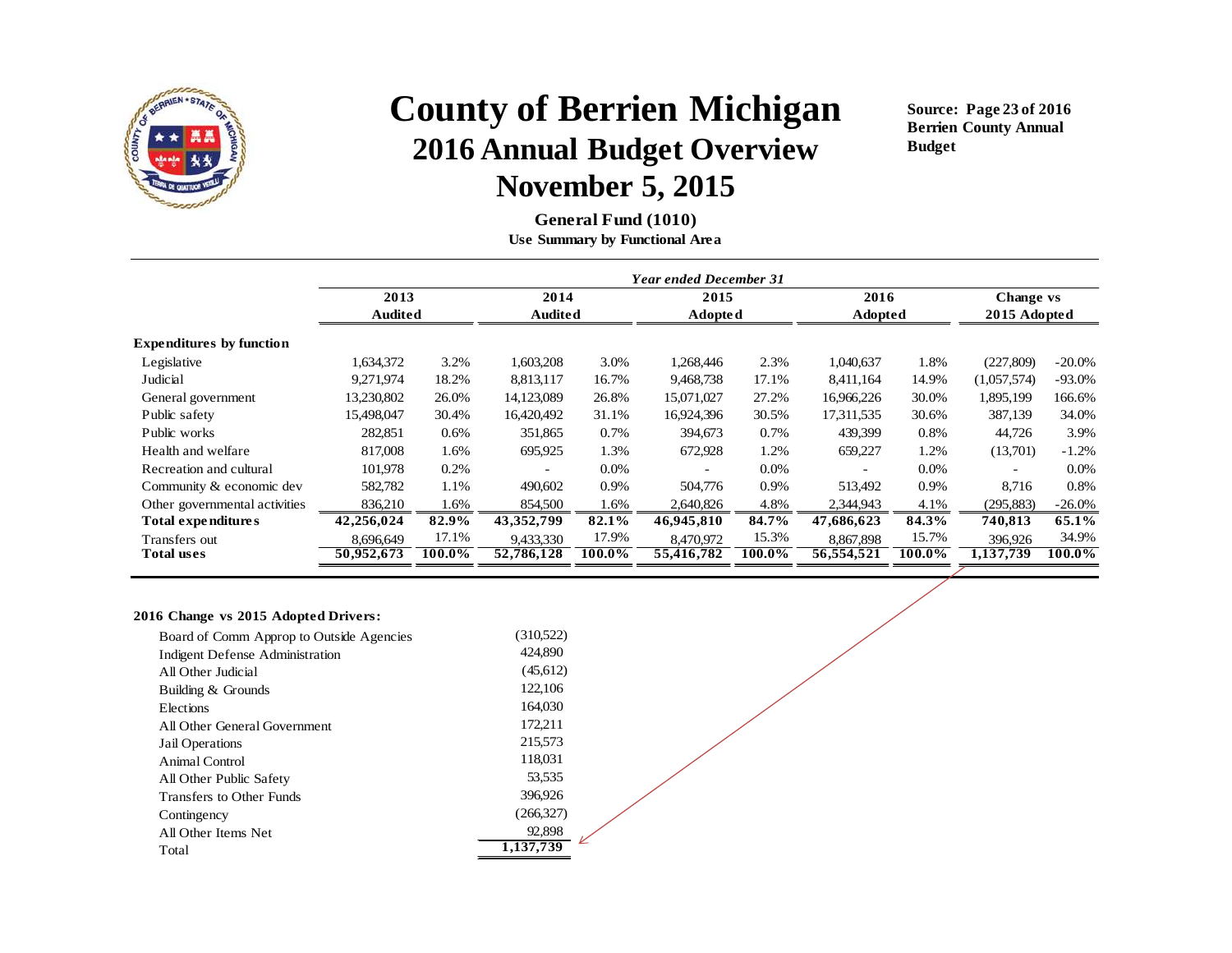# County of Berrien Michigan

## 2016 Annual Budget Overview

## November 5, 2015

**Source: Page 23 of 2016 Berrien County Annual Budget**

### General Fund (1010)

**Use Summary by Functional Area**

| | *Year ended December 31* | | | | | | | | | |
|---|---|---|---|---|---|---|---|---|---|---|
| | **2013 Audited** | | **2014 Audited** | | **2015 Adopted** | | **2016 Adopted** | | **Change vs 2015 Adopted** | |
| **Expenditures by function** | | | | | | | | | | |
| Legislative | 1,634,372 | 3.2% | 1,603,208 | 3.0% | 1,268,446 | 2.3% | 1,040,637 | 1.8% | (227,809) | -20.0% |
| Judicial | 9,271,974 | 18.2% | 8,813,117 | 16.7% | 9,468,738 | 17.1% | 8,411,164 | 14.9% | (1,057,574) | -93.0% |
| General government | 13,230,802 | 26.0% | 14,123,089 | 26.8% | 15,071,027 | 27.2% | 16,966,226 | 30.0% | 1,895,199 | 166.6% |
| Public safety | 15,498,047 | 30.4% | 16,420,492 | 31.1% | 16,924,396 | 30.5% | 17,311,535 | 30.6% | 387,139 | 34.0% |
| Public works | 282,851 | 0.6% | 351,865 | 0.7% | 394,673 | 0.7% | 439,399 | 0.8% | 44,726 | 3.9% |
| Health and welfare | 817,008 | 1.6% | 695,925 | 1.3% | 672,928 | 1.2% | 659,227 | 1.2% | (13,701) | -1.2% |
| Recreation and cultural | 101,978 | 0.2% | - | 0.0% | - | 0.0% | - | 0.0% | - | 0.0% |
| Community & economic dev | 582,782 | 1.1% | 490,602 | 0.9% | 504,776 | 0.9% | 513,492 | 0.9% | 8,716 | 0.8% |
| Other governmental activities | 836,210 | 1.6% | 854,500 | 1.6% | 2,640,826 | 4.8% | 2,344,943 | 4.1% | (295,883) | -26.0% |
| **Total expenditures** | **42,256,024** | **82.9%** | **43,352,799** | **82.1%** | **46,945,810** | **84.7%** | **47,686,623** | **84.3%** | **740,813** | **65.1%** |
| Transfers out | 8,696,649 | 17.1% | 9,433,330 | 17.9% | 8,470,972 | 15.3% | 8,867,898 | 15.7% | 396,926 | 34.9% |
| **Total uses** | **50,952,673** | **100.0%** | **52,786,128** | **100.0%** | **55,416,782** | **100.0%** | **56,554,521** | **100.0%** | **1,137,739** | **100.0%** |

**2016 Change vs 2015 Adopted Drivers:**

| | |
|---|---|
| Board of Comm Approp to Outside Agencies | (310,522) |
| Indigent Defense Administration | 424,890 |
| All Other Judicial | (45,612) |
| Building & Grounds | 122,106 |
| Elections | 164,030 |
| All Other General Government | 172,211 |
| Jail Operations | 215,573 |
| Animal Control | 118,031 |
| All Other Public Safety | 53,535 |
| Transfers to Other Funds | 396,926 |
| Contingency | (266,327) |
| All Other Items Net | 92,898 |
| Total | **1,137,739** |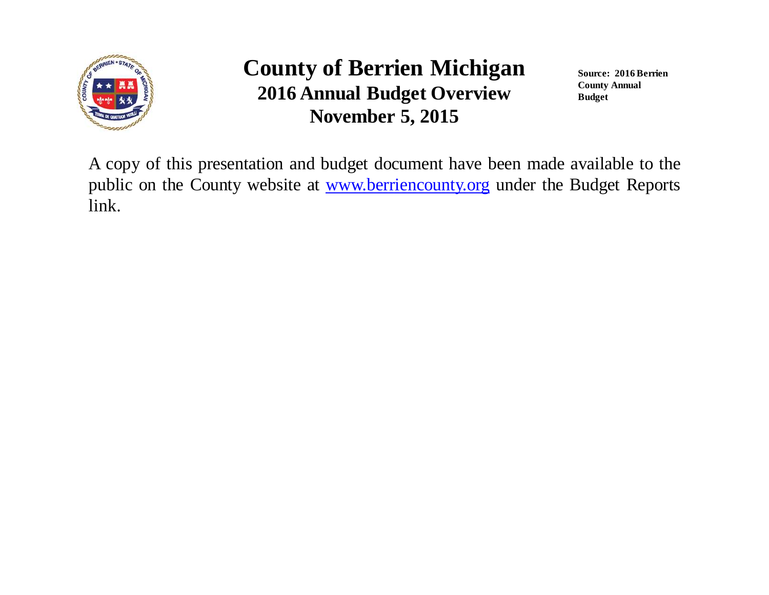# County of Berrien Michigan

## 2016 Annual Budget Overview

## November 5, 2015

**Source: 2016 Berrien County Annual Budget**

A copy of this presentation and budget document have been made available to the public on the County website at [www.berriencounty.org](http://www.berriencounty.org) under the Budget Reports link.